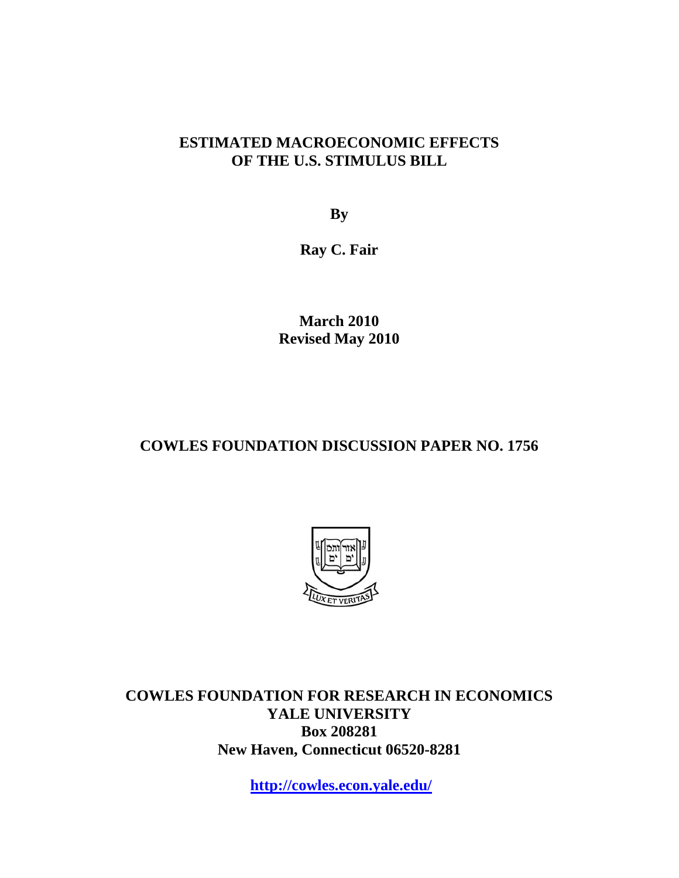# ESTIMATED MACROECONOMIC EFFECTS OF THE U.S. STIMULUS BILL

**By**

**Ray C. Fair**

**March 2010**
**Revised May 2010**

**COWLES FOUNDATION DISCUSSION PAPER NO. 1756**

**COWLES FOUNDATION FOR RESEARCH IN ECONOMICS**
**YALE UNIVERSITY**
**Box 208281**
**New Haven, Connecticut 06520-8281**

**http://cowles.econ.yale.edu/**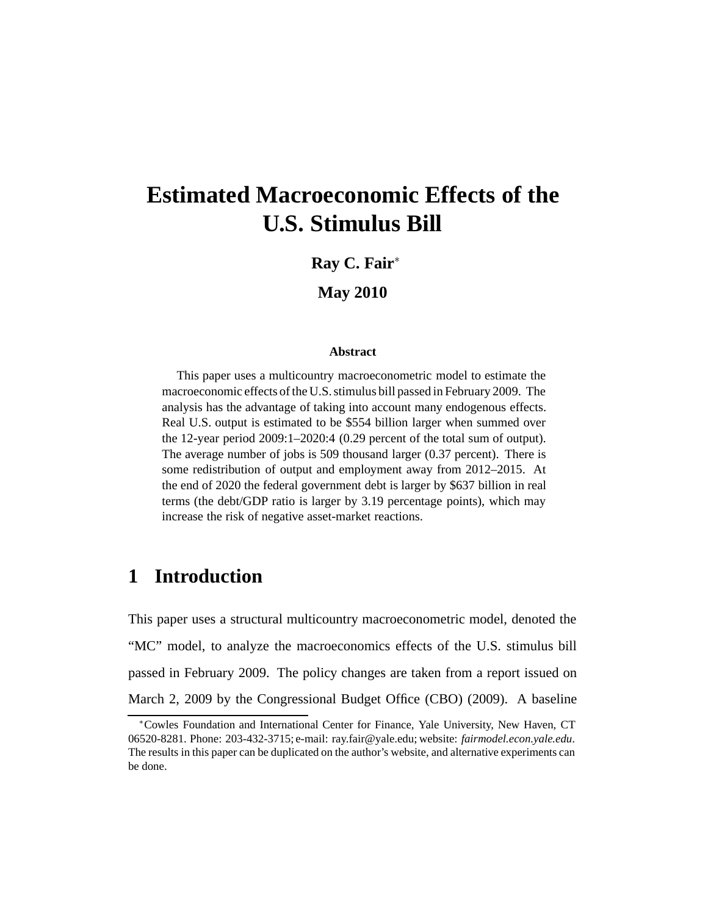# Estimated Macroeconomic Effects of the U.S. Stimulus Bill

**Ray C. Fair**[*]

**May 2010**

**Abstract**

This paper uses a multicountry macroeconometric model to estimate the macroeconomic effects of the U.S. stimulus bill passed in February 2009. The analysis has the advantage of taking into account many endogenous effects. Real U.S. output is estimated to be $554 billion larger when summed over the 12-year period 2009:1–2020:4 (0.29 percent of the total sum of output). The average number of jobs is 509 thousand larger (0.37 percent). There is some redistribution of output and employment away from 2012–2015. At the end of 2020 the federal government debt is larger by $637 billion in real terms (the debt/GDP ratio is larger by 3.19 percentage points), which may increase the risk of negative asset-market reactions.

## 1 Introduction

This paper uses a structural multicountry macroeconometric model, denoted the "MC" model, to analyze the macroeconomics effects of the U.S. stimulus bill passed in February 2009. The policy changes are taken from a report issued on March 2, 2009 by the Congressional Budget Office (CBO) (2009). A baseline

[*] Cowles Foundation and International Center for Finance, Yale University, New Haven, CT 06520-8281. Phone: 203-432-3715; e-mail: ray.fair@yale.edu; website: *fairmodel.econ.yale.edu*. The results in this paper can be duplicated on the author's website, and alternative experiments can be done.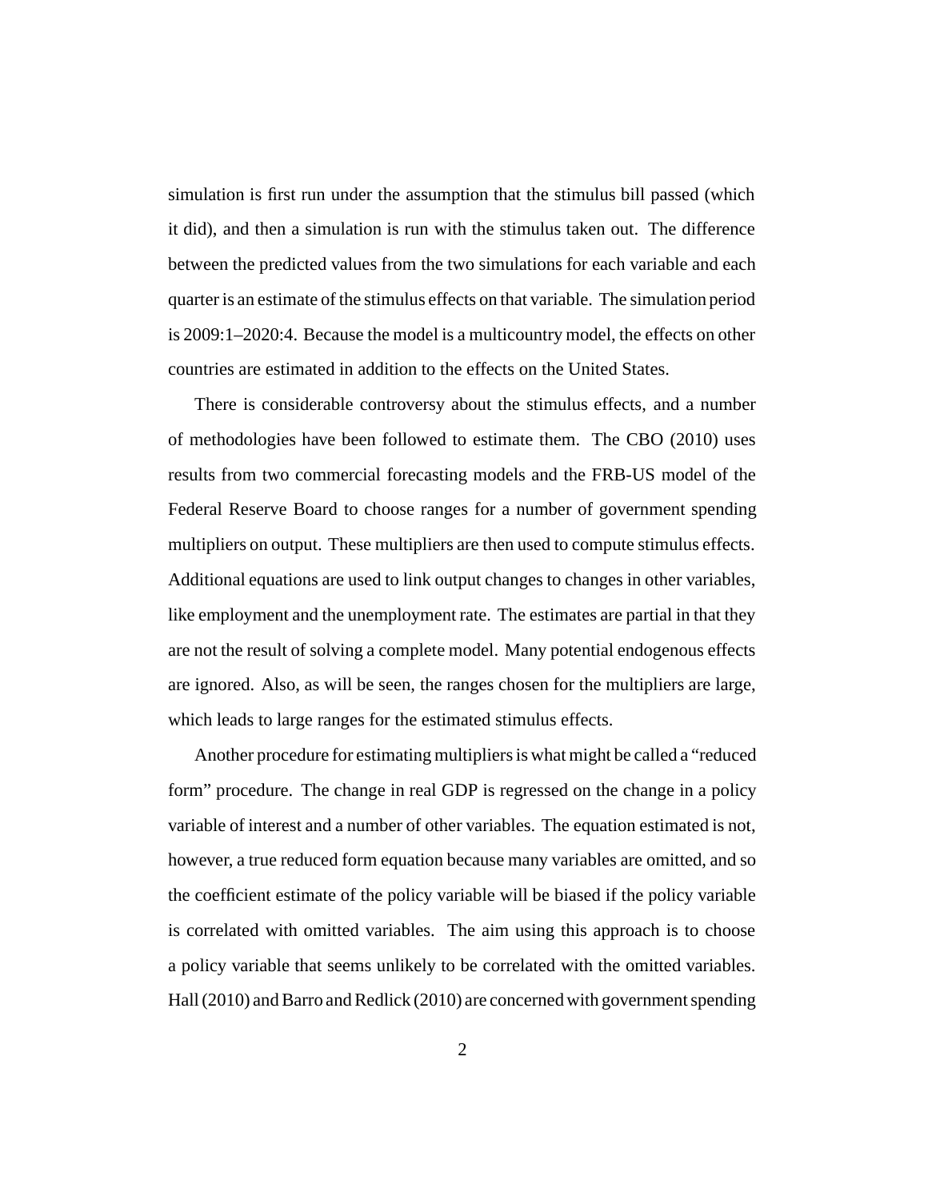simulation is first run under the assumption that the stimulus bill passed (which it did), and then a simulation is run with the stimulus taken out. The difference between the predicted values from the two simulations for each variable and each quarter is an estimate of the stimulus effects on that variable. The simulation period is 2009:1–2020:4. Because the model is a multicountry model, the effects on other countries are estimated in addition to the effects on the United States.

There is considerable controversy about the stimulus effects, and a number of methodologies have been followed to estimate them. The CBO (2010) uses results from two commercial forecasting models and the FRB-US model of the Federal Reserve Board to choose ranges for a number of government spending multipliers on output. These multipliers are then used to compute stimulus effects. Additional equations are used to link output changes to changes in other variables, like employment and the unemployment rate. The estimates are partial in that they are not the result of solving a complete model. Many potential endogenous effects are ignored. Also, as will be seen, the ranges chosen for the multipliers are large, which leads to large ranges for the estimated stimulus effects.

Another procedure for estimating multipliers is what might be called a "reduced form" procedure. The change in real GDP is regressed on the change in a policy variable of interest and a number of other variables. The equation estimated is not, however, a true reduced form equation because many variables are omitted, and so the coefficient estimate of the policy variable will be biased if the policy variable is correlated with omitted variables. The aim using this approach is to choose a policy variable that seems unlikely to be correlated with the omitted variables. Hall (2010) and Barro and Redlick (2010) are concerned with government spending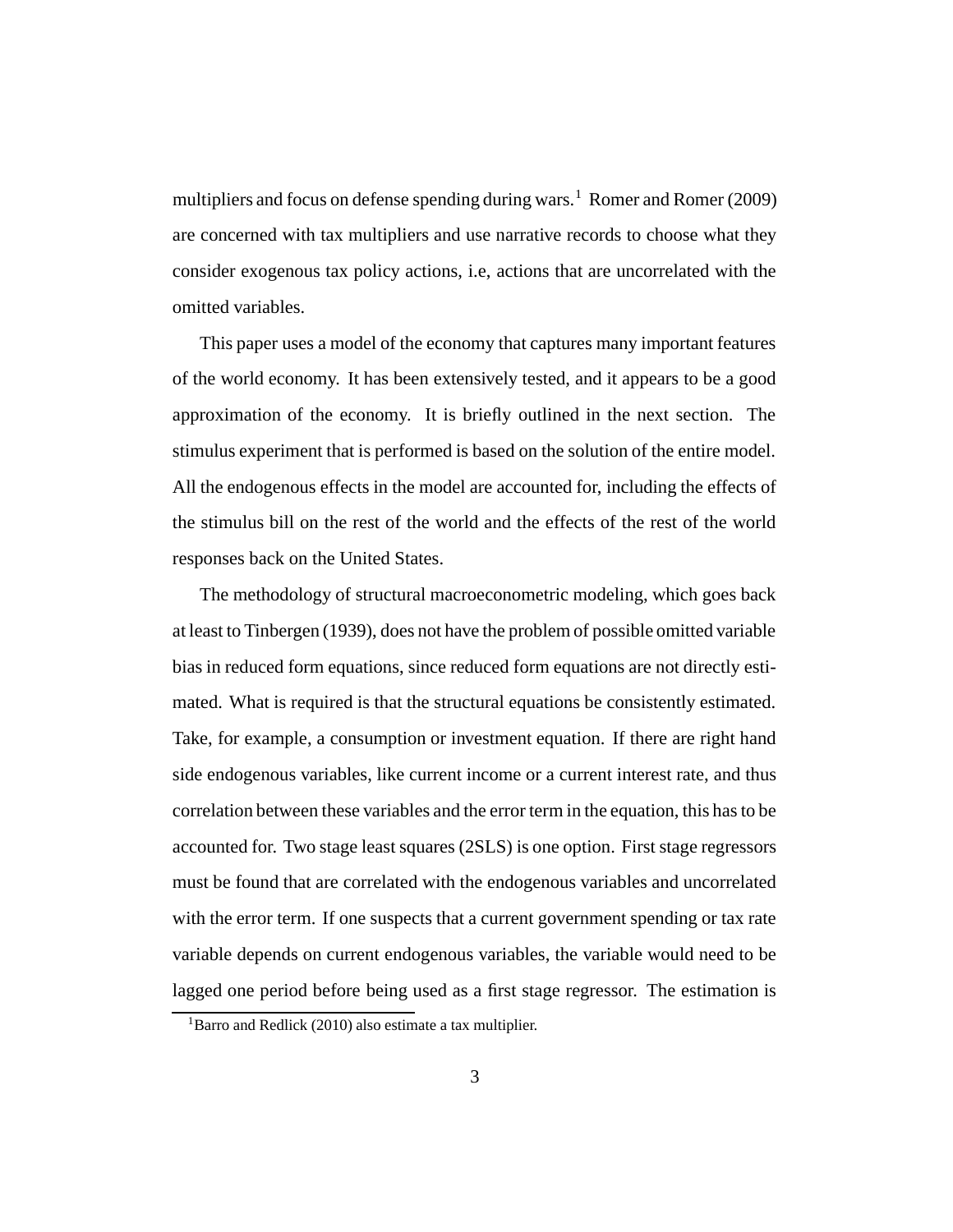multipliers and focus on defense spending during wars.[1] Romer and Romer (2009) are concerned with tax multipliers and use narrative records to choose what they consider exogenous tax policy actions, i.e, actions that are uncorrelated with the omitted variables.

This paper uses a model of the economy that captures many important features of the world economy. It has been extensively tested, and it appears to be a good approximation of the economy. It is briefly outlined in the next section. The stimulus experiment that is performed is based on the solution of the entire model. All the endogenous effects in the model are accounted for, including the effects of the stimulus bill on the rest of the world and the effects of the rest of the world responses back on the United States.

The methodology of structural macroeconometric modeling, which goes back at least to Tinbergen (1939), does not have the problem of possible omitted variable bias in reduced form equations, since reduced form equations are not directly estimated. What is required is that the structural equations be consistently estimated. Take, for example, a consumption or investment equation. If there are right hand side endogenous variables, like current income or a current interest rate, and thus correlation between these variables and the error term in the equation, this has to be accounted for. Two stage least squares (2SLS) is one option. First stage regressors must be found that are correlated with the endogenous variables and uncorrelated with the error term. If one suspects that a current government spending or tax rate variable depends on current endogenous variables, the variable would need to be lagged one period before being used as a first stage regressor. The estimation is

[1] Barro and Redlick (2010) also estimate a tax multiplier.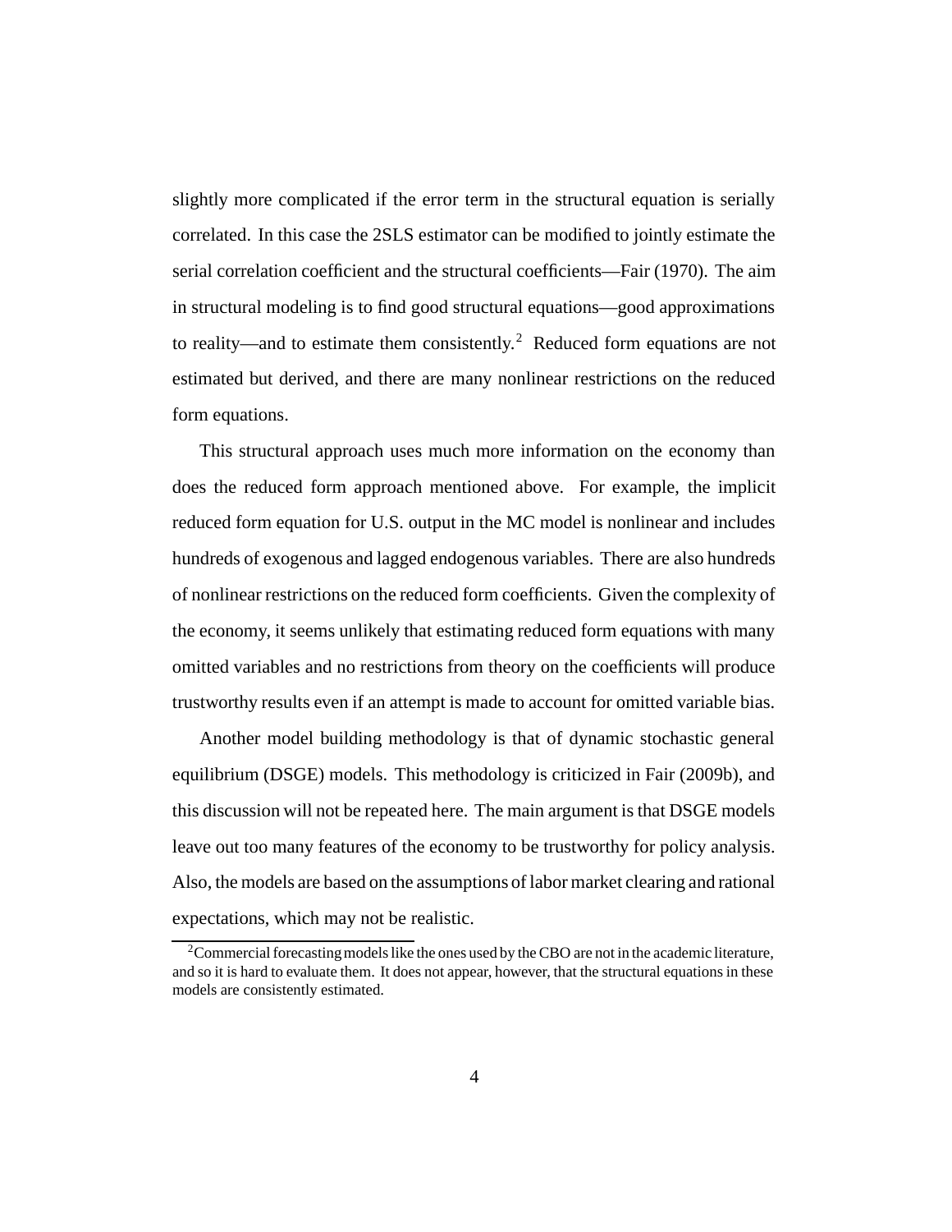slightly more complicated if the error term in the structural equation is serially correlated. In this case the 2SLS estimator can be modified to jointly estimate the serial correlation coefficient and the structural coefficients—Fair (1970). The aim in structural modeling is to find good structural equations—good approximations to reality—and to estimate them consistently.[2] Reduced form equations are not estimated but derived, and there are many nonlinear restrictions on the reduced form equations.

This structural approach uses much more information on the economy than does the reduced form approach mentioned above. For example, the implicit reduced form equation for U.S. output in the MC model is nonlinear and includes hundreds of exogenous and lagged endogenous variables. There are also hundreds of nonlinear restrictions on the reduced form coefficients. Given the complexity of the economy, it seems unlikely that estimating reduced form equations with many omitted variables and no restrictions from theory on the coefficients will produce trustworthy results even if an attempt is made to account for omitted variable bias.

Another model building methodology is that of dynamic stochastic general equilibrium (DSGE) models. This methodology is criticized in Fair (2009b), and this discussion will not be repeated here. The main argument is that DSGE models leave out too many features of the economy to be trustworthy for policy analysis. Also, the models are based on the assumptions of labor market clearing and rational expectations, which may not be realistic.

[2] Commercial forecasting models like the ones used by the CBO are not in the academic literature, and so it is hard to evaluate them. It does not appear, however, that the structural equations in these models are consistently estimated.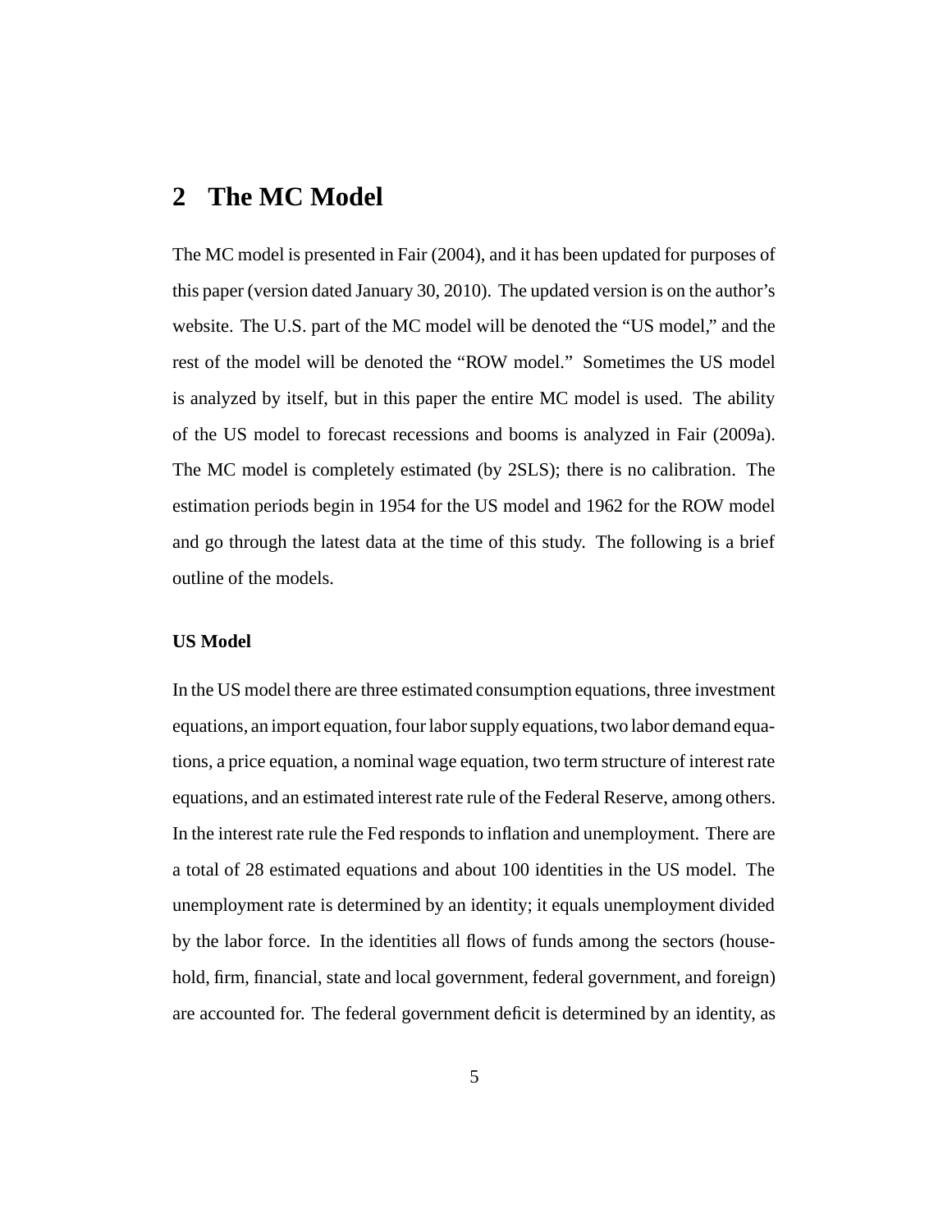## 2 The MC Model

The MC model is presented in Fair (2004), and it has been updated for purposes of this paper (version dated January 30, 2010). The updated version is on the author's website. The U.S. part of the MC model will be denoted the "US model," and the rest of the model will be denoted the "ROW model." Sometimes the US model is analyzed by itself, but in this paper the entire MC model is used. The ability of the US model to forecast recessions and booms is analyzed in Fair (2009a). The MC model is completely estimated (by 2SLS); there is no calibration. The estimation periods begin in 1954 for the US model and 1962 for the ROW model and go through the latest data at the time of this study. The following is a brief outline of the models.

**US Model**

In the US model there are three estimated consumption equations, three investment equations, an import equation, four labor supply equations, two labor demand equations, a price equation, a nominal wage equation, two term structure of interest rate equations, and an estimated interest rate rule of the Federal Reserve, among others. In the interest rate rule the Fed responds to inflation and unemployment. There are a total of 28 estimated equations and about 100 identities in the US model. The unemployment rate is determined by an identity; it equals unemployment divided by the labor force. In the identities all flows of funds among the sectors (household, firm, financial, state and local government, federal government, and foreign) are accounted for. The federal government deficit is determined by an identity, as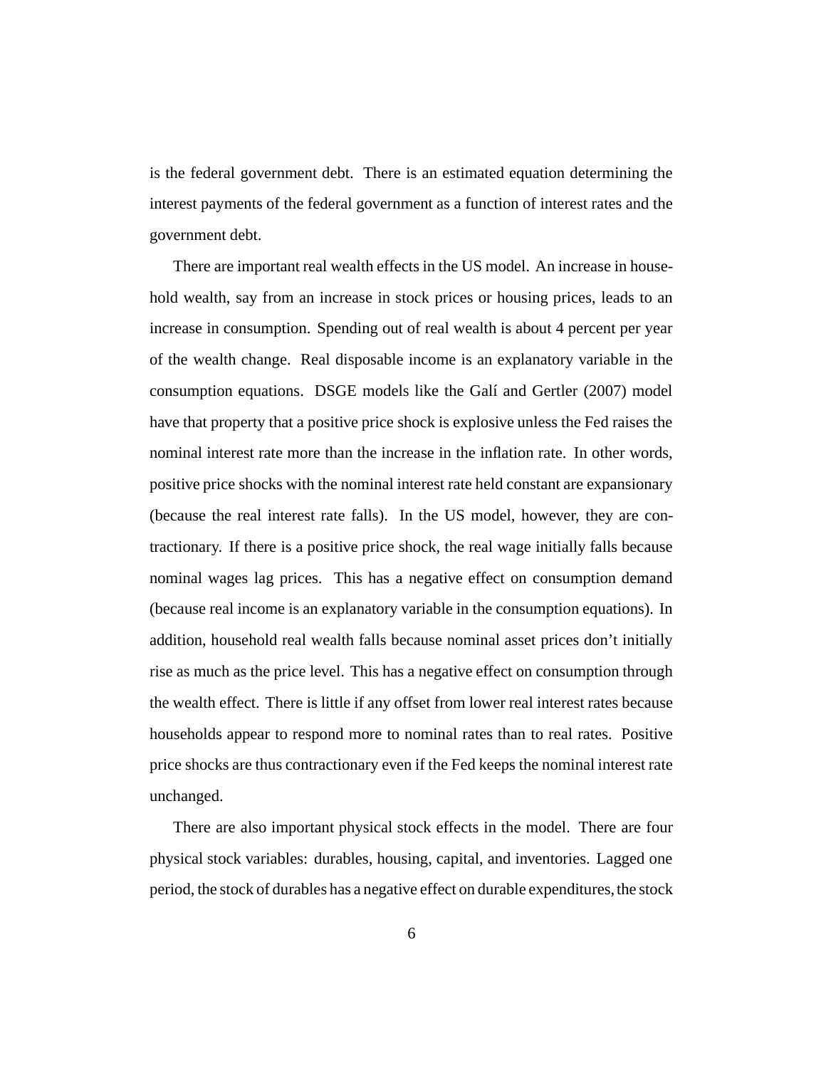is the federal government debt. There is an estimated equation determining the interest payments of the federal government as a function of interest rates and the government debt.

There are important real wealth effects in the US model. An increase in household wealth, say from an increase in stock prices or housing prices, leads to an increase in consumption. Spending out of real wealth is about 4 percent per year of the wealth change. Real disposable income is an explanatory variable in the consumption equations. DSGE models like the Galí and Gertler (2007) model have that property that a positive price shock is explosive unless the Fed raises the nominal interest rate more than the increase in the inflation rate. In other words, positive price shocks with the nominal interest rate held constant are expansionary (because the real interest rate falls). In the US model, however, they are contractionary. If there is a positive price shock, the real wage initially falls because nominal wages lag prices. This has a negative effect on consumption demand (because real income is an explanatory variable in the consumption equations). In addition, household real wealth falls because nominal asset prices don't initially rise as much as the price level. This has a negative effect on consumption through the wealth effect. There is little if any offset from lower real interest rates because households appear to respond more to nominal rates than to real rates. Positive price shocks are thus contractionary even if the Fed keeps the nominal interest rate unchanged.

There are also important physical stock effects in the model. There are four physical stock variables: durables, housing, capital, and inventories. Lagged one period, the stock of durables has a negative effect on durable expenditures, the stock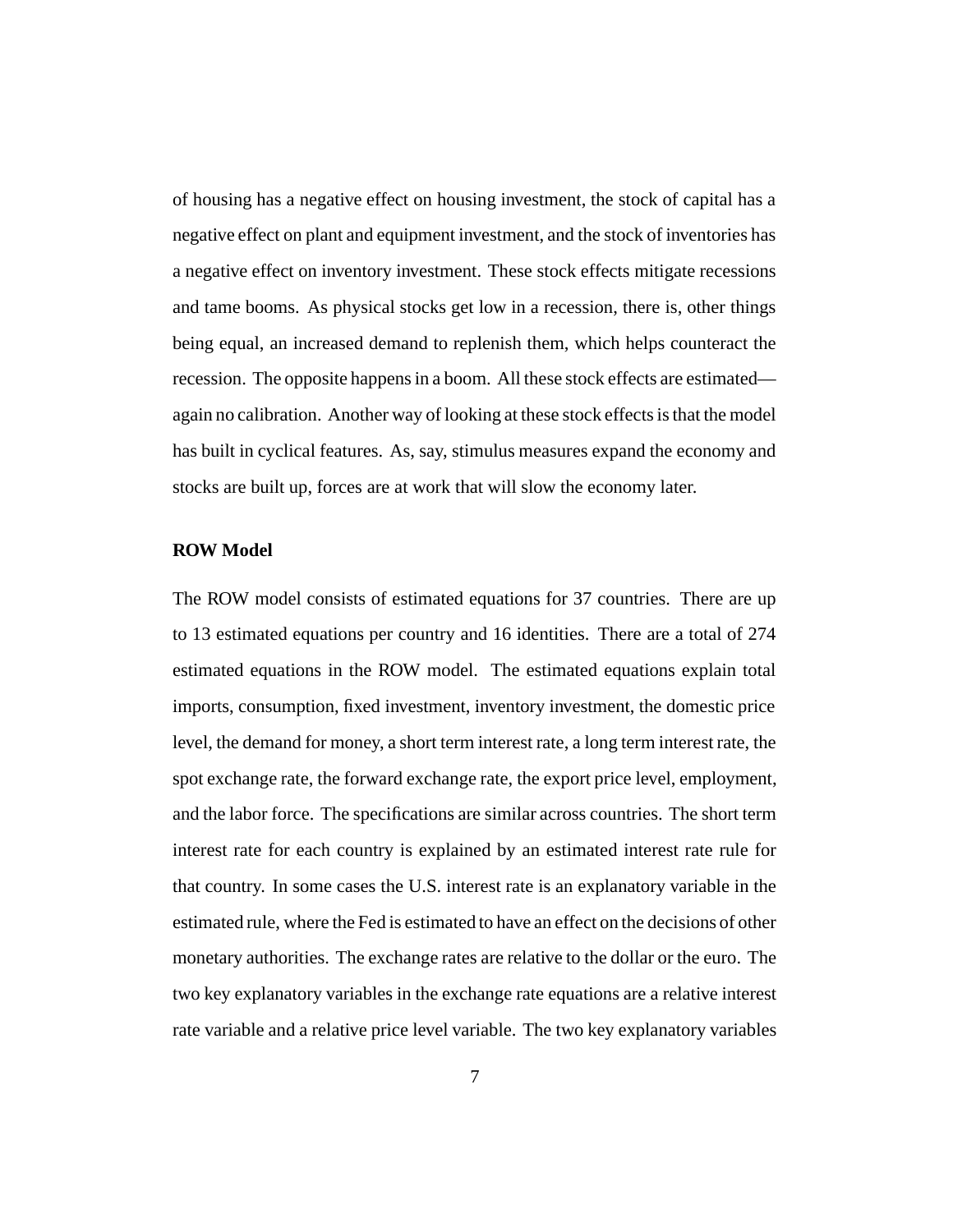of housing has a negative effect on housing investment, the stock of capital has a negative effect on plant and equipment investment, and the stock of inventories has a negative effect on inventory investment. These stock effects mitigate recessions and tame booms. As physical stocks get low in a recession, there is, other things being equal, an increased demand to replenish them, which helps counteract the recession. The opposite happens in a boom. All these stock effects are estimated—again no calibration. Another way of looking at these stock effects is that the model has built in cyclical features. As, say, stimulus measures expand the economy and stocks are built up, forces are at work that will slow the economy later.

**ROW Model**

The ROW model consists of estimated equations for 37 countries. There are up to 13 estimated equations per country and 16 identities. There are a total of 274 estimated equations in the ROW model. The estimated equations explain total imports, consumption, fixed investment, inventory investment, the domestic price level, the demand for money, a short term interest rate, a long term interest rate, the spot exchange rate, the forward exchange rate, the export price level, employment, and the labor force. The specifications are similar across countries. The short term interest rate for each country is explained by an estimated interest rate rule for that country. In some cases the U.S. interest rate is an explanatory variable in the estimated rule, where the Fed is estimated to have an effect on the decisions of other monetary authorities. The exchange rates are relative to the dollar or the euro. The two key explanatory variables in the exchange rate equations are a relative interest rate variable and a relative price level variable. The two key explanatory variables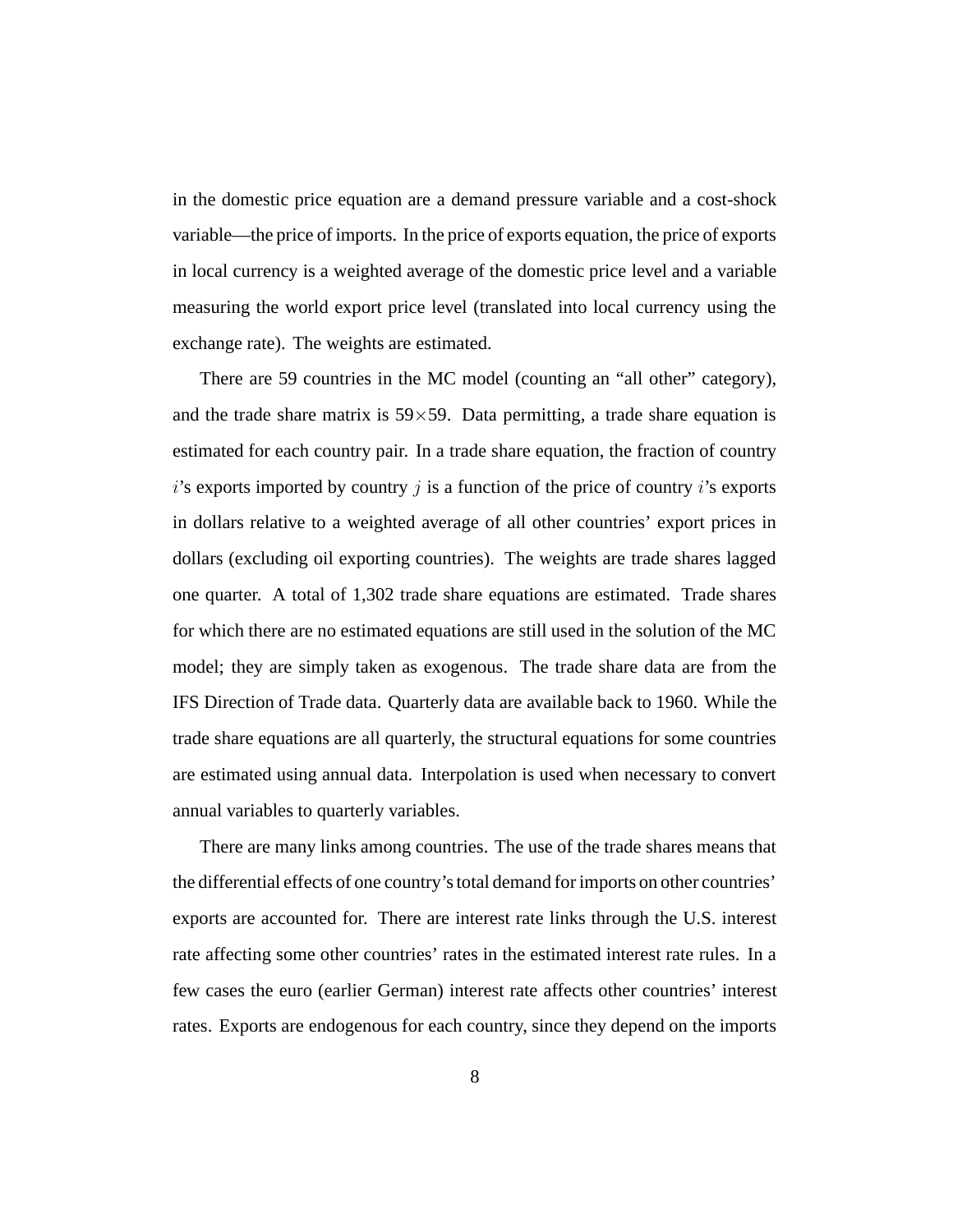in the domestic price equation are a demand pressure variable and a cost-shock variable—the price of imports. In the price of exports equation, the price of exports in local currency is a weighted average of the domestic price level and a variable measuring the world export price level (translated into local currency using the exchange rate). The weights are estimated.

There are 59 countries in the MC model (counting an "all other" category), and the trade share matrix is $59 \times 59$. Data permitting, a trade share equation is estimated for each country pair. In a trade share equation, the fraction of country $i$'s exports imported by country $j$ is a function of the price of country $i$'s exports in dollars relative to a weighted average of all other countries' export prices in dollars (excluding oil exporting countries). The weights are trade shares lagged one quarter. A total of 1,302 trade share equations are estimated. Trade shares for which there are no estimated equations are still used in the solution of the MC model; they are simply taken as exogenous. The trade share data are from the IFS Direction of Trade data. Quarterly data are available back to 1960. While the trade share equations are all quarterly, the structural equations for some countries are estimated using annual data. Interpolation is used when necessary to convert annual variables to quarterly variables.

There are many links among countries. The use of the trade shares means that the differential effects of one country's total demand for imports on other countries' exports are accounted for. There are interest rate links through the U.S. interest rate affecting some other countries' rates in the estimated interest rate rules. In a few cases the euro (earlier German) interest rate affects other countries' interest rates. Exports are endogenous for each country, since they depend on the imports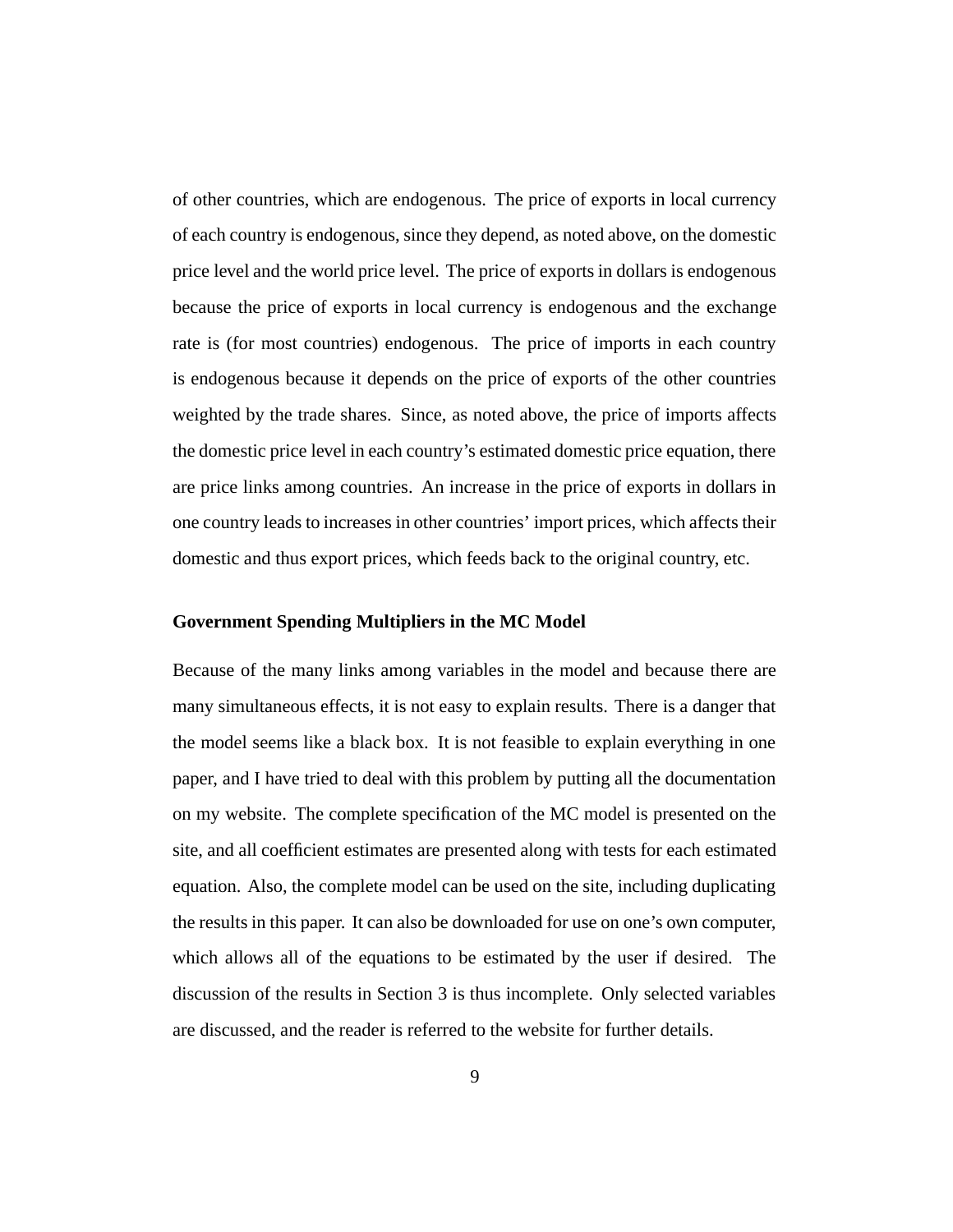of other countries, which are endogenous. The price of exports in local currency of each country is endogenous, since they depend, as noted above, on the domestic price level and the world price level. The price of exports in dollars is endogenous because the price of exports in local currency is endogenous and the exchange rate is (for most countries) endogenous. The price of imports in each country is endogenous because it depends on the price of exports of the other countries weighted by the trade shares. Since, as noted above, the price of imports affects the domestic price level in each country's estimated domestic price equation, there are price links among countries. An increase in the price of exports in dollars in one country leads to increases in other countries' import prices, which affects their domestic and thus export prices, which feeds back to the original country, etc.

### Government Spending Multipliers in the MC Model

Because of the many links among variables in the model and because there are many simultaneous effects, it is not easy to explain results. There is a danger that the model seems like a black box. It is not feasible to explain everything in one paper, and I have tried to deal with this problem by putting all the documentation on my website. The complete specification of the MC model is presented on the site, and all coefficient estimates are presented along with tests for each estimated equation. Also, the complete model can be used on the site, including duplicating the results in this paper. It can also be downloaded for use on one's own computer, which allows all of the equations to be estimated by the user if desired. The discussion of the results in Section 3 is thus incomplete. Only selected variables are discussed, and the reader is referred to the website for further details.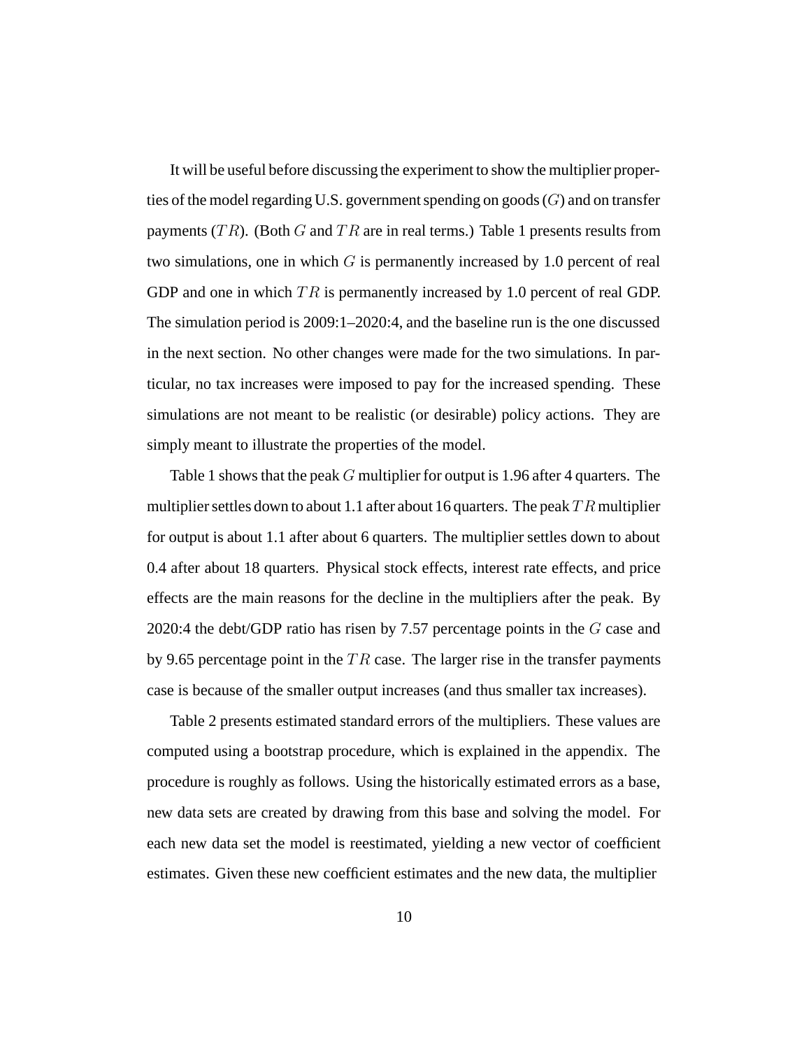It will be useful before discussing the experiment to show the multiplier properties of the model regarding U.S. government spending on goods ($G$) and on transfer payments ($TR$). (Both $G$ and $TR$ are in real terms.) Table 1 presents results from two simulations, one in which $G$ is permanently increased by 1.0 percent of real GDP and one in which $TR$ is permanently increased by 1.0 percent of real GDP. The simulation period is 2009:1–2020:4, and the baseline run is the one discussed in the next section. No other changes were made for the two simulations. In particular, no tax increases were imposed to pay for the increased spending. These simulations are not meant to be realistic (or desirable) policy actions. They are simply meant to illustrate the properties of the model.

Table 1 shows that the peak $G$ multiplier for output is 1.96 after 4 quarters. The multiplier settles down to about 1.1 after about 16 quarters. The peak $TR$ multiplier for output is about 1.1 after about 6 quarters. The multiplier settles down to about 0.4 after about 18 quarters. Physical stock effects, interest rate effects, and price effects are the main reasons for the decline in the multipliers after the peak. By 2020:4 the debt/GDP ratio has risen by 7.57 percentage points in the $G$ case and by 9.65 percentage point in the $TR$ case. The larger rise in the transfer payments case is because of the smaller output increases (and thus smaller tax increases).

Table 2 presents estimated standard errors of the multipliers. These values are computed using a bootstrap procedure, which is explained in the appendix. The procedure is roughly as follows. Using the historically estimated errors as a base, new data sets are created by drawing from this base and solving the model. For each new data set the model is reestimated, yielding a new vector of coefficient estimates. Given these new coefficient estimates and the new data, the multiplier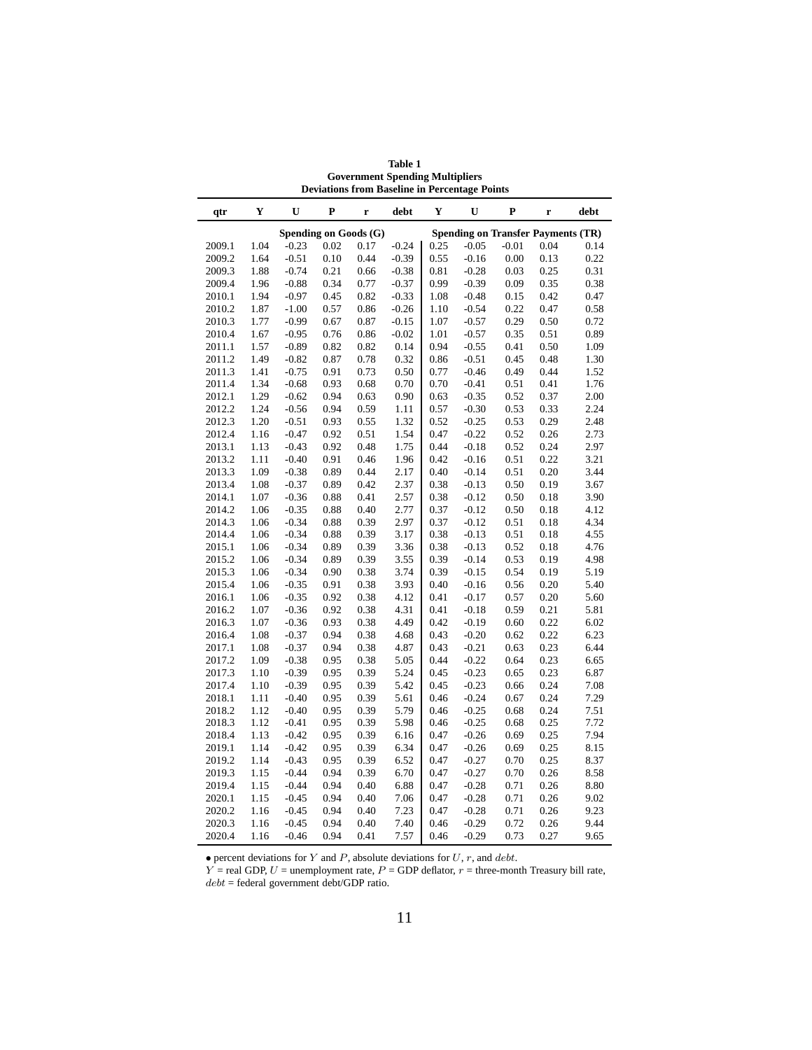**Table 1**
**Government Spending Multipliers**
**Deviations from Baseline in Percentage Points**

| qtr | Y | U | P | r | debt | Y | U | P | r | debt |
|---|---|---|---|---|---|---|---|---|---|---|
| | Spending on Goods (G) | | | | | Spending on Transfer Payments (TR) | | | | |
| 2009.1 | 1.04 | -0.23 | 0.02 | 0.17 | -0.24 | 0.25 | -0.05 | -0.01 | 0.04 | 0.14 |
| 2009.2 | 1.64 | -0.51 | 0.10 | 0.44 | -0.39 | 0.55 | -0.16 | 0.00 | 0.13 | 0.22 |
| 2009.3 | 1.88 | -0.74 | 0.21 | 0.66 | -0.38 | 0.81 | -0.28 | 0.03 | 0.25 | 0.31 |
| 2009.4 | 1.96 | -0.88 | 0.34 | 0.77 | -0.37 | 0.99 | -0.39 | 0.09 | 0.35 | 0.38 |
| 2010.1 | 1.94 | -0.97 | 0.45 | 0.82 | -0.33 | 1.08 | -0.48 | 0.15 | 0.42 | 0.47 |
| 2010.2 | 1.87 | -1.00 | 0.57 | 0.86 | -0.26 | 1.10 | -0.54 | 0.22 | 0.47 | 0.58 |
| 2010.3 | 1.77 | -0.99 | 0.67 | 0.87 | -0.15 | 1.07 | -0.57 | 0.29 | 0.50 | 0.72 |
| 2010.4 | 1.67 | -0.95 | 0.76 | 0.86 | -0.02 | 1.01 | -0.57 | 0.35 | 0.51 | 0.89 |
| 2011.1 | 1.57 | -0.89 | 0.82 | 0.82 | 0.14 | 0.94 | -0.55 | 0.41 | 0.50 | 1.09 |
| 2011.2 | 1.49 | -0.82 | 0.87 | 0.78 | 0.32 | 0.86 | -0.51 | 0.45 | 0.48 | 1.30 |
| 2011.3 | 1.41 | -0.75 | 0.91 | 0.73 | 0.50 | 0.77 | -0.46 | 0.49 | 0.44 | 1.52 |
| 2011.4 | 1.34 | -0.68 | 0.93 | 0.68 | 0.70 | 0.70 | -0.41 | 0.51 | 0.41 | 1.76 |
| 2012.1 | 1.29 | -0.62 | 0.94 | 0.63 | 0.90 | 0.63 | -0.35 | 0.52 | 0.37 | 2.00 |
| 2012.2 | 1.24 | -0.56 | 0.94 | 0.59 | 1.11 | 0.57 | -0.30 | 0.53 | 0.33 | 2.24 |
| 2012.3 | 1.20 | -0.51 | 0.93 | 0.55 | 1.32 | 0.52 | -0.25 | 0.53 | 0.29 | 2.48 |
| 2012.4 | 1.16 | -0.47 | 0.92 | 0.51 | 1.54 | 0.47 | -0.22 | 0.52 | 0.26 | 2.73 |
| 2013.1 | 1.13 | -0.43 | 0.92 | 0.48 | 1.75 | 0.44 | -0.18 | 0.52 | 0.24 | 2.97 |
| 2013.2 | 1.11 | -0.40 | 0.91 | 0.46 | 1.96 | 0.42 | -0.16 | 0.51 | 0.22 | 3.21 |
| 2013.3 | 1.09 | -0.38 | 0.89 | 0.44 | 2.17 | 0.40 | -0.14 | 0.51 | 0.20 | 3.44 |
| 2013.4 | 1.08 | -0.37 | 0.89 | 0.42 | 2.37 | 0.38 | -0.13 | 0.50 | 0.19 | 3.67 |
| 2014.1 | 1.07 | -0.36 | 0.88 | 0.41 | 2.57 | 0.38 | -0.12 | 0.50 | 0.18 | 3.90 |
| 2014.2 | 1.06 | -0.35 | 0.88 | 0.40 | 2.77 | 0.37 | -0.12 | 0.50 | 0.18 | 4.12 |
| 2014.3 | 1.06 | -0.34 | 0.88 | 0.39 | 2.97 | 0.37 | -0.12 | 0.51 | 0.18 | 4.34 |
| 2014.4 | 1.06 | -0.34 | 0.88 | 0.39 | 3.17 | 0.38 | -0.13 | 0.51 | 0.18 | 4.55 |
| 2015.1 | 1.06 | -0.34 | 0.89 | 0.39 | 3.36 | 0.38 | -0.13 | 0.52 | 0.18 | 4.76 |
| 2015.2 | 1.06 | -0.34 | 0.89 | 0.39 | 3.55 | 0.39 | -0.14 | 0.53 | 0.19 | 4.98 |
| 2015.3 | 1.06 | -0.34 | 0.90 | 0.38 | 3.74 | 0.39 | -0.15 | 0.54 | 0.19 | 5.19 |
| 2015.4 | 1.06 | -0.35 | 0.91 | 0.38 | 3.93 | 0.40 | -0.16 | 0.56 | 0.20 | 5.40 |
| 2016.1 | 1.06 | -0.35 | 0.92 | 0.38 | 4.12 | 0.41 | -0.17 | 0.57 | 0.20 | 5.60 |
| 2016.2 | 1.07 | -0.36 | 0.92 | 0.38 | 4.31 | 0.41 | -0.18 | 0.59 | 0.21 | 5.81 |
| 2016.3 | 1.07 | -0.36 | 0.93 | 0.38 | 4.49 | 0.42 | -0.19 | 0.60 | 0.22 | 6.02 |
| 2016.4 | 1.08 | -0.37 | 0.94 | 0.38 | 4.68 | 0.43 | -0.20 | 0.62 | 0.22 | 6.23 |
| 2017.1 | 1.08 | -0.37 | 0.94 | 0.38 | 4.87 | 0.43 | -0.21 | 0.63 | 0.23 | 6.44 |
| 2017.2 | 1.09 | -0.38 | 0.95 | 0.38 | 5.05 | 0.44 | -0.22 | 0.64 | 0.23 | 6.65 |
| 2017.3 | 1.10 | -0.39 | 0.95 | 0.39 | 5.24 | 0.45 | -0.23 | 0.65 | 0.23 | 6.87 |
| 2017.4 | 1.10 | -0.39 | 0.95 | 0.39 | 5.42 | 0.45 | -0.23 | 0.66 | 0.24 | 7.08 |
| 2018.1 | 1.11 | -0.40 | 0.95 | 0.39 | 5.61 | 0.46 | -0.24 | 0.67 | 0.24 | 7.29 |
| 2018.2 | 1.12 | -0.40 | 0.95 | 0.39 | 5.79 | 0.46 | -0.25 | 0.68 | 0.24 | 7.51 |
| 2018.3 | 1.12 | -0.41 | 0.95 | 0.39 | 5.98 | 0.46 | -0.25 | 0.68 | 0.25 | 7.72 |
| 2018.4 | 1.13 | -0.42 | 0.95 | 0.39 | 6.16 | 0.47 | -0.26 | 0.69 | 0.25 | 7.94 |
| 2019.1 | 1.14 | -0.42 | 0.95 | 0.39 | 6.34 | 0.47 | -0.26 | 0.69 | 0.25 | 8.15 |
| 2019.2 | 1.14 | -0.43 | 0.95 | 0.39 | 6.52 | 0.47 | -0.27 | 0.70 | 0.25 | 8.37 |
| 2019.3 | 1.15 | -0.44 | 0.94 | 0.39 | 6.70 | 0.47 | -0.27 | 0.70 | 0.26 | 8.58 |
| 2019.4 | 1.15 | -0.44 | 0.94 | 0.40 | 6.88 | 0.47 | -0.28 | 0.71 | 0.26 | 8.80 |
| 2020.1 | 1.15 | -0.45 | 0.94 | 0.40 | 7.06 | 0.47 | -0.28 | 0.71 | 0.26 | 9.02 |
| 2020.2 | 1.16 | -0.45 | 0.94 | 0.40 | 7.23 | 0.47 | -0.28 | 0.71 | 0.26 | 9.23 |
| 2020.3 | 1.16 | -0.45 | 0.94 | 0.40 | 7.40 | 0.46 | -0.29 | 0.72 | 0.26 | 9.44 |
| 2020.4 | 1.16 | -0.46 | 0.94 | 0.41 | 7.57 | 0.46 | -0.29 | 0.73 | 0.27 | 9.65 |

• percent deviations for $Y$ and $P$, absolute deviations for $U$, $r$, and $debt$.
$Y$ = real GDP, $U$ = unemployment rate, $P$ = GDP deflator, $r$ = three-month Treasury bill rate, $debt$ = federal government debt/GDP ratio.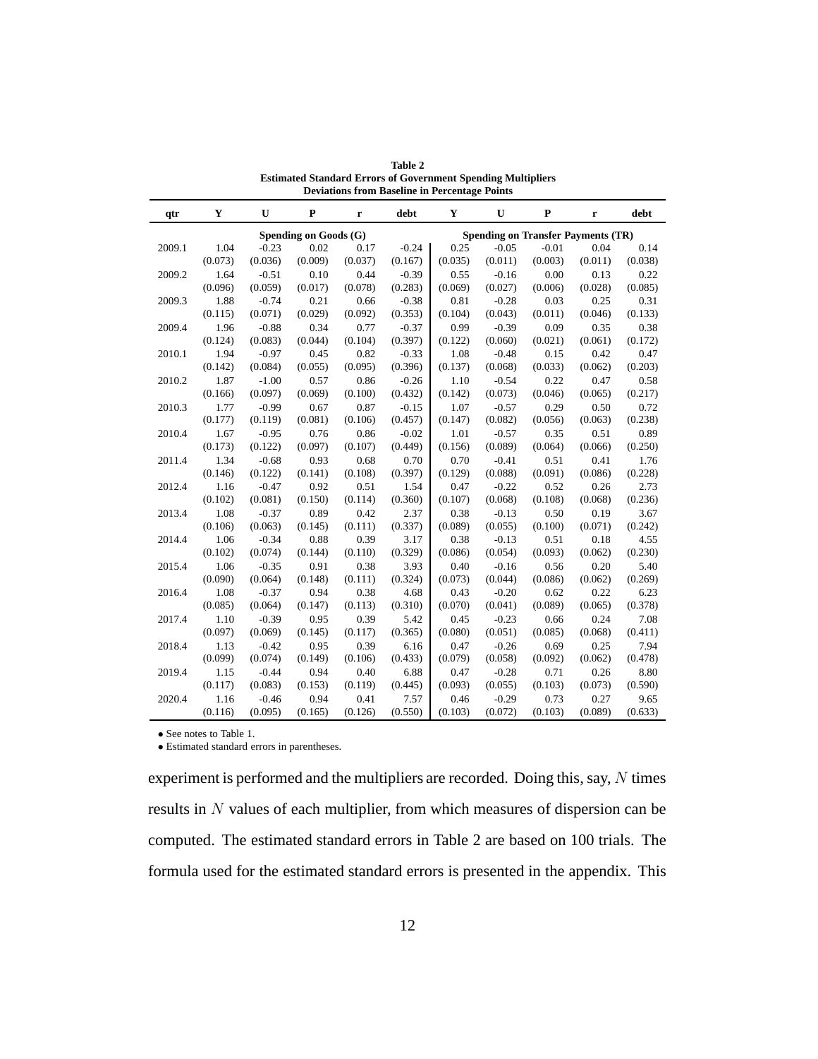**Table 2**
**Estimated Standard Errors of Government Spending Multipliers**
**Deviations from Baseline in Percentage Points**

| qtr | Y | U | P | r | debt | Y | U | P | r | debt |
|---|---|---|---|---|---|---|---|---|---|---|
| | | | Spending on Goods (G) | | | | | Spending on Transfer Payments (TR) | | |
| 2009.1 | 1.04 | -0.23 | 0.02 | 0.17 | -0.24 | 0.25 | -0.05 | -0.01 | 0.04 | 0.14 |
| | (0.073) | (0.036) | (0.009) | (0.037) | (0.167) | (0.035) | (0.011) | (0.003) | (0.011) | (0.038) |
| 2009.2 | 1.64 | -0.51 | 0.10 | 0.44 | -0.39 | 0.55 | -0.16 | 0.00 | 0.13 | 0.22 |
| | (0.096) | (0.059) | (0.017) | (0.078) | (0.283) | (0.069) | (0.027) | (0.006) | (0.028) | (0.085) |
| 2009.3 | 1.88 | -0.74 | 0.21 | 0.66 | -0.38 | 0.81 | -0.28 | 0.03 | 0.25 | 0.31 |
| | (0.115) | (0.071) | (0.029) | (0.092) | (0.353) | (0.104) | (0.043) | (0.011) | (0.046) | (0.133) |
| 2009.4 | 1.96 | -0.88 | 0.34 | 0.77 | -0.37 | 0.99 | -0.39 | 0.09 | 0.35 | 0.38 |
| | (0.124) | (0.083) | (0.044) | (0.104) | (0.397) | (0.122) | (0.060) | (0.021) | (0.061) | (0.172) |
| 2010.1 | 1.94 | -0.97 | 0.45 | 0.82 | -0.33 | 1.08 | -0.48 | 0.15 | 0.42 | 0.47 |
| | (0.142) | (0.084) | (0.055) | (0.095) | (0.396) | (0.137) | (0.068) | (0.033) | (0.062) | (0.203) |
| 2010.2 | 1.87 | -1.00 | 0.57 | 0.86 | -0.26 | 1.10 | -0.54 | 0.22 | 0.47 | 0.58 |
| | (0.166) | (0.097) | (0.069) | (0.100) | (0.432) | (0.142) | (0.073) | (0.046) | (0.065) | (0.217) |
| 2010.3 | 1.77 | -0.99 | 0.67 | 0.87 | -0.15 | 1.07 | -0.57 | 0.29 | 0.50 | 0.72 |
| | (0.177) | (0.119) | (0.081) | (0.106) | (0.457) | (0.147) | (0.082) | (0.056) | (0.063) | (0.238) |
| 2010.4 | 1.67 | -0.95 | 0.76 | 0.86 | -0.02 | 1.01 | -0.57 | 0.35 | 0.51 | 0.89 |
| | (0.173) | (0.122) | (0.097) | (0.107) | (0.449) | (0.156) | (0.089) | (0.064) | (0.066) | (0.250) |
| 2011.4 | 1.34 | -0.68 | 0.93 | 0.68 | 0.70 | 0.70 | -0.41 | 0.51 | 0.41 | 1.76 |
| | (0.146) | (0.122) | (0.141) | (0.108) | (0.397) | (0.129) | (0.088) | (0.091) | (0.086) | (0.228) |
| 2012.4 | 1.16 | -0.47 | 0.92 | 0.51 | 1.54 | 0.47 | -0.22 | 0.52 | 0.26 | 2.73 |
| | (0.102) | (0.081) | (0.150) | (0.114) | (0.360) | (0.107) | (0.068) | (0.108) | (0.068) | (0.236) |
| 2013.4 | 1.08 | -0.37 | 0.89 | 0.42 | 2.37 | 0.38 | -0.13 | 0.50 | 0.19 | 3.67 |
| | (0.106) | (0.063) | (0.145) | (0.111) | (0.337) | (0.089) | (0.055) | (0.100) | (0.071) | (0.242) |
| 2014.4 | 1.06 | -0.34 | 0.88 | 0.39 | 3.17 | 0.38 | -0.13 | 0.51 | 0.18 | 4.55 |
| | (0.102) | (0.074) | (0.144) | (0.110) | (0.329) | (0.086) | (0.054) | (0.093) | (0.062) | (0.230) |
| 2015.4 | 1.06 | -0.35 | 0.91 | 0.38 | 3.93 | 0.40 | -0.16 | 0.56 | 0.20 | 5.40 |
| | (0.090) | (0.064) | (0.148) | (0.111) | (0.324) | (0.073) | (0.044) | (0.086) | (0.062) | (0.269) |
| 2016.4 | 1.08 | -0.37 | 0.94 | 0.38 | 4.68 | 0.43 | -0.20 | 0.62 | 0.22 | 6.23 |
| | (0.085) | (0.064) | (0.147) | (0.113) | (0.310) | (0.070) | (0.041) | (0.089) | (0.065) | (0.378) |
| 2017.4 | 1.10 | -0.39 | 0.95 | 0.39 | 5.42 | 0.45 | -0.23 | 0.66 | 0.24 | 7.08 |
| | (0.097) | (0.069) | (0.145) | (0.117) | (0.365) | (0.080) | (0.051) | (0.085) | (0.068) | (0.411) |
| 2018.4 | 1.13 | -0.42 | 0.95 | 0.39 | 6.16 | 0.47 | -0.26 | 0.69 | 0.25 | 7.94 |
| | (0.099) | (0.074) | (0.149) | (0.106) | (0.433) | (0.079) | (0.058) | (0.092) | (0.062) | (0.478) |
| 2019.4 | 1.15 | -0.44 | 0.94 | 0.40 | 6.88 | 0.47 | -0.28 | 0.71 | 0.26 | 8.80 |
| | (0.117) | (0.083) | (0.153) | (0.119) | (0.445) | (0.093) | (0.055) | (0.103) | (0.073) | (0.590) |
| 2020.4 | 1.16 | -0.46 | 0.94 | 0.41 | 7.57 | 0.46 | -0.29 | 0.73 | 0.27 | 9.65 |
| | (0.116) | (0.095) | (0.165) | (0.126) | (0.550) | (0.103) | (0.072) | (0.103) | (0.089) | (0.633) |

• See notes to Table 1.
• Estimated standard errors in parentheses.

experiment is performed and the multipliers are recorded. Doing this, say, $N$ times results in $N$ values of each multiplier, from which measures of dispersion can be computed. The estimated standard errors in Table 2 are based on 100 trials. The formula used for the estimated standard errors is presented in the appendix. This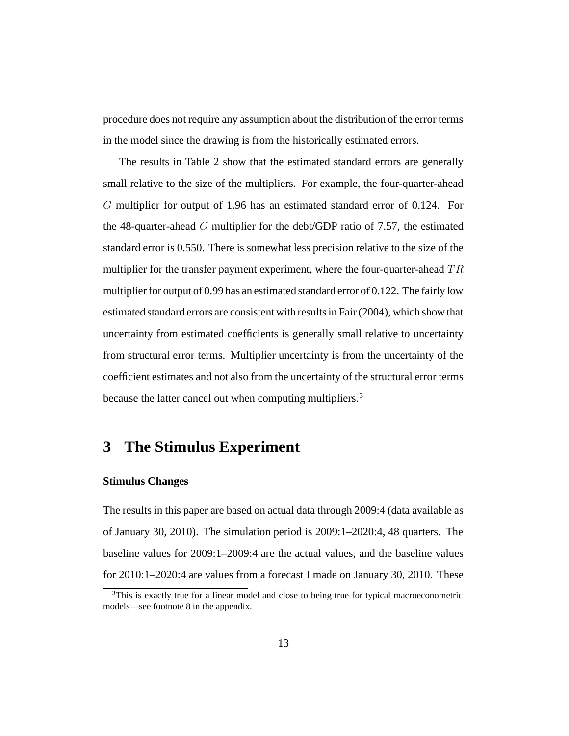procedure does not require any assumption about the distribution of the error terms in the model since the drawing is from the historically estimated errors.

The results in Table 2 show that the estimated standard errors are generally small relative to the size of the multipliers. For example, the four-quarter-ahead $G$ multiplier for output of 1.96 has an estimated standard error of 0.124. For the 48-quarter-ahead $G$ multiplier for the debt/GDP ratio of 7.57, the estimated standard error is 0.550. There is somewhat less precision relative to the size of the multiplier for the transfer payment experiment, where the four-quarter-ahead $TR$ multiplier for output of 0.99 has an estimated standard error of 0.122. The fairly low estimated standard errors are consistent with results in Fair (2004), which show that uncertainty from estimated coefficients is generally small relative to uncertainty from structural error terms. Multiplier uncertainty is from the uncertainty of the coefficient estimates and not also from the uncertainty of the structural error terms because the latter cancel out when computing multipliers.[3]

## 3 The Stimulus Experiment

### Stimulus Changes

The results in this paper are based on actual data through 2009:4 (data available as of January 30, 2010). The simulation period is 2009:1–2020:4, 48 quarters. The baseline values for 2009:1–2009:4 are the actual values, and the baseline values for 2010:1–2020:4 are values from a forecast I made on January 30, 2010. These

[3]This is exactly true for a linear model and close to being true for typical macroeconometric models—see footnote 8 in the appendix.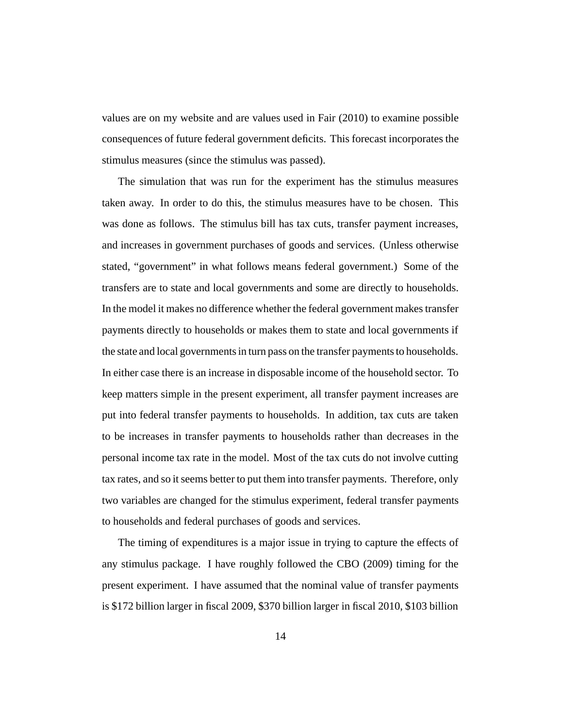values are on my website and are values used in Fair (2010) to examine possible consequences of future federal government deficits. This forecast incorporates the stimulus measures (since the stimulus was passed).

The simulation that was run for the experiment has the stimulus measures taken away. In order to do this, the stimulus measures have to be chosen. This was done as follows. The stimulus bill has tax cuts, transfer payment increases, and increases in government purchases of goods and services. (Unless otherwise stated, "government" in what follows means federal government.) Some of the transfers are to state and local governments and some are directly to households. In the model it makes no difference whether the federal government makes transfer payments directly to households or makes them to state and local governments if the state and local governments in turn pass on the transfer payments to households. In either case there is an increase in disposable income of the household sector. To keep matters simple in the present experiment, all transfer payment increases are put into federal transfer payments to households. In addition, tax cuts are taken to be increases in transfer payments to households rather than decreases in the personal income tax rate in the model. Most of the tax cuts do not involve cutting tax rates, and so it seems better to put them into transfer payments. Therefore, only two variables are changed for the stimulus experiment, federal transfer payments to households and federal purchases of goods and services.

The timing of expenditures is a major issue in trying to capture the effects of any stimulus package. I have roughly followed the CBO (2009) timing for the present experiment. I have assumed that the nominal value of transfer payments is $172 billion larger in fiscal 2009, $370 billion larger in fiscal 2010, $103 billion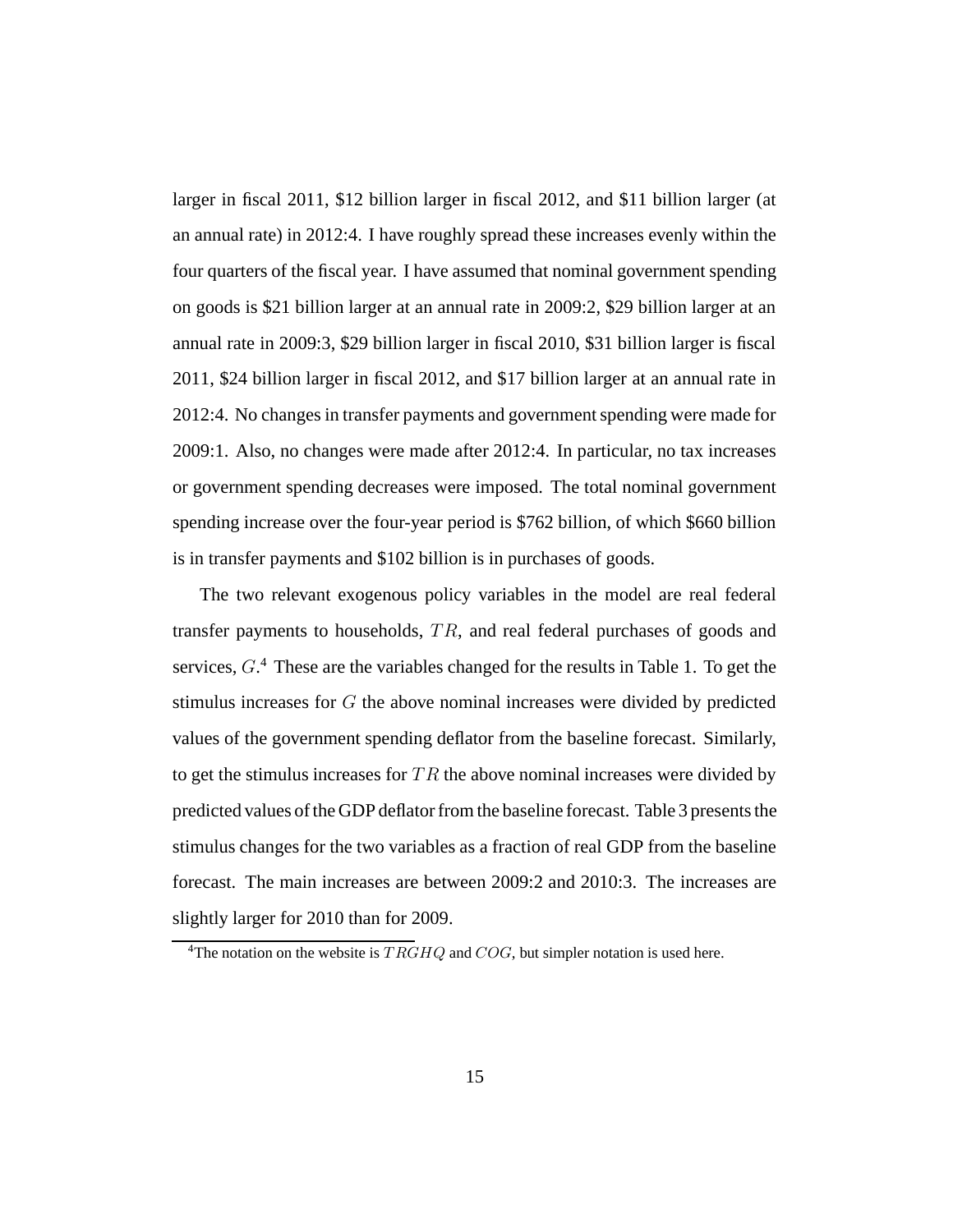larger in fiscal 2011, \$12 billion larger in fiscal 2012, and \$11 billion larger (at an annual rate) in 2012:4. I have roughly spread these increases evenly within the four quarters of the fiscal year. I have assumed that nominal government spending on goods is \$21 billion larger at an annual rate in 2009:2, \$29 billion larger at an annual rate in 2009:3, \$29 billion larger in fiscal 2010, \$31 billion larger is fiscal 2011, \$24 billion larger in fiscal 2012, and \$17 billion larger at an annual rate in 2012:4. No changes in transfer payments and government spending were made for 2009:1. Also, no changes were made after 2012:4. In particular, no tax increases or government spending decreases were imposed. The total nominal government spending increase over the four-year period is \$762 billion, of which \$660 billion is in transfer payments and \$102 billion is in purchases of goods.

The two relevant exogenous policy variables in the model are real federal transfer payments to households, $TR$, and real federal purchases of goods and services, $G$.[4] These are the variables changed for the results in Table 1. To get the stimulus increases for $G$ the above nominal increases were divided by predicted values of the government spending deflator from the baseline forecast. Similarly, to get the stimulus increases for $TR$ the above nominal increases were divided by predicted values of the GDP deflator from the baseline forecast. Table 3 presents the stimulus changes for the two variables as a fraction of real GDP from the baseline forecast. The main increases are between 2009:2 and 2010:3. The increases are slightly larger for 2010 than for 2009.

[4]The notation on the website is $TRGHQ$ and $COG$, but simpler notation is used here.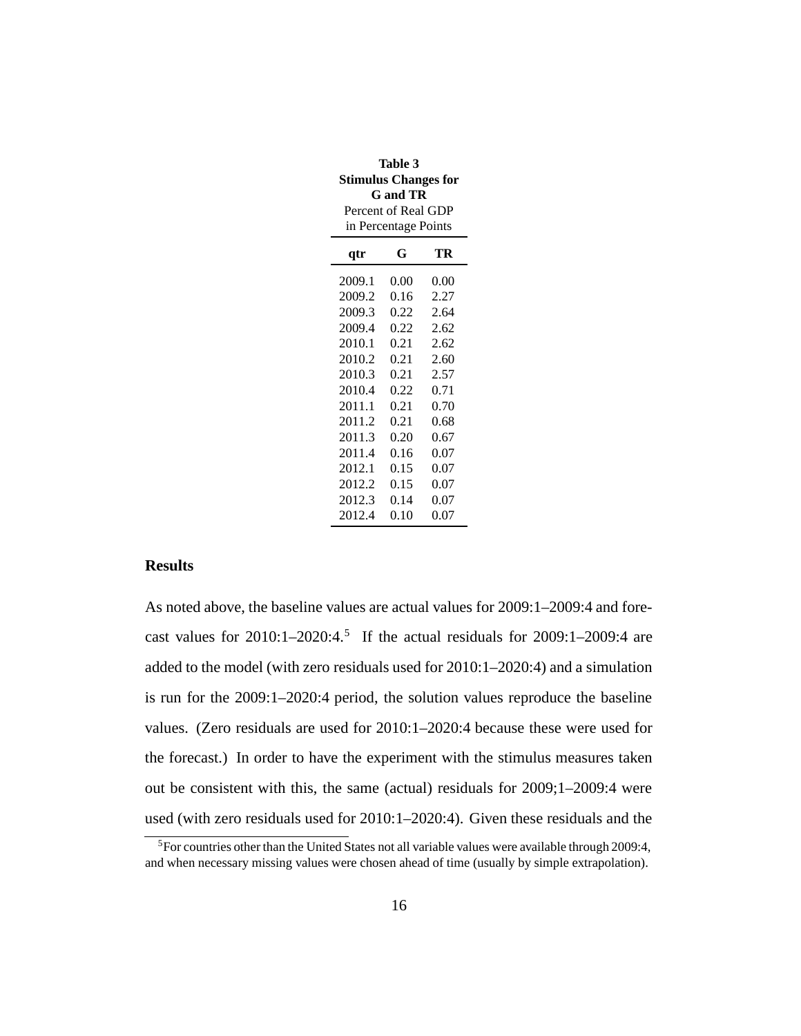**Table 3**
**Stimulus Changes for G and TR**
Percent of Real GDP in Percentage Points

| qtr | G | TR |
|---|---|---|
| 2009.1 | 0.00 | 0.00 |
| 2009.2 | 0.16 | 2.27 |
| 2009.3 | 0.22 | 2.64 |
| 2009.4 | 0.22 | 2.62 |
| 2010.1 | 0.21 | 2.62 |
| 2010.2 | 0.21 | 2.60 |
| 2010.3 | 0.21 | 2.57 |
| 2010.4 | 0.22 | 0.71 |
| 2011.1 | 0.21 | 0.70 |
| 2011.2 | 0.21 | 0.68 |
| 2011.3 | 0.20 | 0.67 |
| 2011.4 | 0.16 | 0.07 |
| 2012.1 | 0.15 | 0.07 |
| 2012.2 | 0.15 | 0.07 |
| 2012.3 | 0.14 | 0.07 |
| 2012.4 | 0.10 | 0.07 |

### Results

As noted above, the baseline values are actual values for 2009:1–2009:4 and forecast values for 2010:1–2020:4.[5] If the actual residuals for 2009:1–2009:4 are added to the model (with zero residuals used for 2010:1–2020:4) and a simulation is run for the 2009:1–2020:4 period, the solution values reproduce the baseline values. (Zero residuals are used for 2010:1–2020:4 because these were used for the forecast.) In order to have the experiment with the stimulus measures taken out be consistent with this, the same (actual) residuals for 2009;1–2009:4 were used (with zero residuals used for 2010:1–2020:4). Given these residuals and the

[5]For countries other than the United States not all variable values were available through 2009:4, and when necessary missing values were chosen ahead of time (usually by simple extrapolation).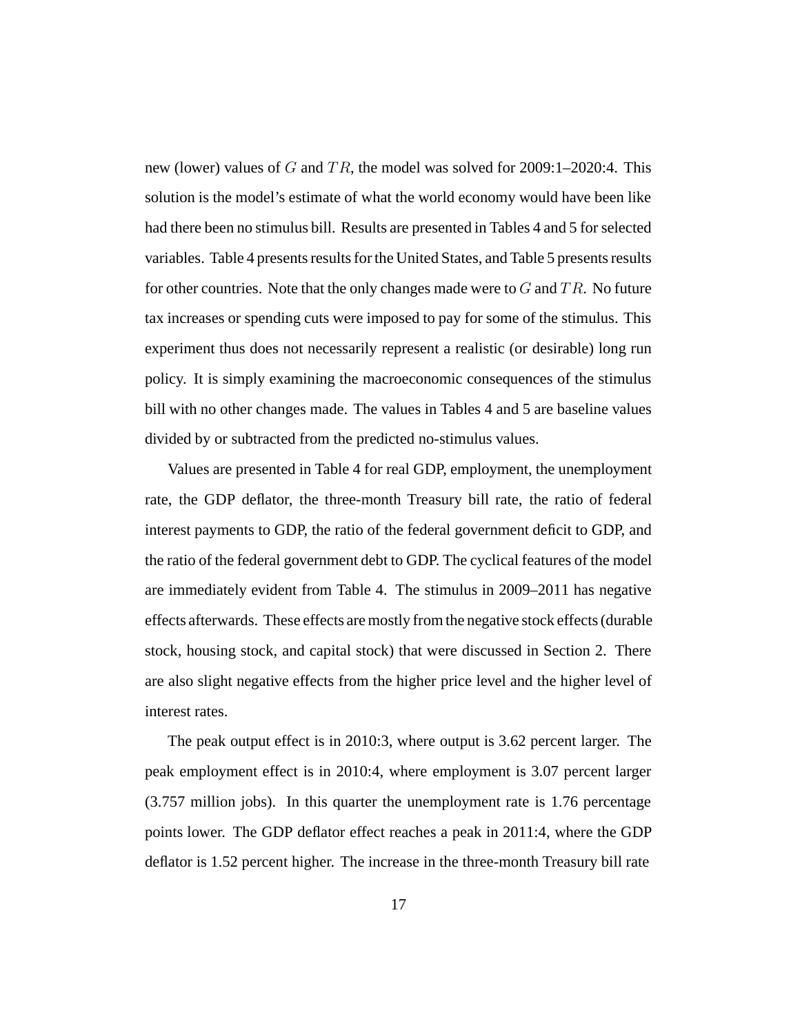new (lower) values of $G$ and $TR$, the model was solved for 2009:1–2020:4. This solution is the model's estimate of what the world economy would have been like had there been no stimulus bill. Results are presented in Tables 4 and 5 for selected variables. Table 4 presents results for the United States, and Table 5 presents results for other countries. Note that the only changes made were to $G$ and $TR$. No future tax increases or spending cuts were imposed to pay for some of the stimulus. This experiment thus does not necessarily represent a realistic (or desirable) long run policy. It is simply examining the macroeconomic consequences of the stimulus bill with no other changes made. The values in Tables 4 and 5 are baseline values divided by or subtracted from the predicted no-stimulus values.

Values are presented in Table 4 for real GDP, employment, the unemployment rate, the GDP deflator, the three-month Treasury bill rate, the ratio of federal interest payments to GDP, the ratio of the federal government deficit to GDP, and the ratio of the federal government debt to GDP. The cyclical features of the model are immediately evident from Table 4. The stimulus in 2009–2011 has negative effects afterwards. These effects are mostly from the negative stock effects (durable stock, housing stock, and capital stock) that were discussed in Section 2. There are also slight negative effects from the higher price level and the higher level of interest rates.

The peak output effect is in 2010:3, where output is 3.62 percent larger. The peak employment effect is in 2010:4, where employment is 3.07 percent larger (3.757 million jobs). In this quarter the unemployment rate is 1.76 percentage points lower. The GDP deflator effect reaches a peak in 2011:4, where the GDP deflator is 1.52 percent higher. The increase in the three-month Treasury bill rate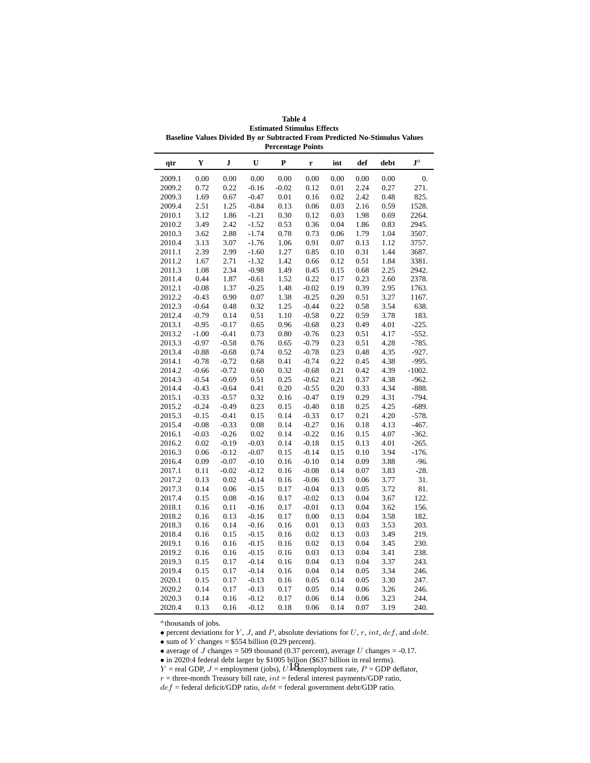**Table 4**
**Estimated Stimulus Effects**
**Baseline Values Divided By or Subtracted From Predicted No-Stimulus Values**
**Percentage Points**

| qtr | Y | J | U | P | r | int | def | debt | J[a] |
|---|---|---|---|---|---|---|---|---|---|
| 2009.1 | 0.00 | 0.00 | 0.00 | 0.00 | 0.00 | 0.00 | 0.00 | 0.00 | 0. |
| 2009.2 | 0.72 | 0.22 | -0.16 | -0.02 | 0.12 | 0.01 | 2.24 | 0.27 | 271. |
| 2009.3 | 1.69 | 0.67 | -0.47 | 0.01 | 0.16 | 0.02 | 2.42 | 0.48 | 825. |
| 2009.4 | 2.51 | 1.25 | -0.84 | 0.13 | 0.06 | 0.03 | 2.16 | 0.59 | 1528. |
| 2010.1 | 3.12 | 1.86 | -1.21 | 0.30 | 0.12 | 0.03 | 1.98 | 0.69 | 2264. |
| 2010.2 | 3.49 | 2.42 | -1.52 | 0.53 | 0.36 | 0.04 | 1.86 | 0.83 | 2945. |
| 2010.3 | 3.62 | 2.88 | -1.74 | 0.78 | 0.73 | 0.06 | 1.79 | 1.04 | 3507. |
| 2010.4 | 3.13 | 3.07 | -1.76 | 1.06 | 0.91 | 0.07 | 0.13 | 1.12 | 3757. |
| 2011.1 | 2.39 | 2.99 | -1.60 | 1.27 | 0.85 | 0.10 | 0.31 | 1.44 | 3687. |
| 2011.2 | 1.67 | 2.71 | -1.32 | 1.42 | 0.66 | 0.12 | 0.51 | 1.84 | 3381. |
| 2011.3 | 1.08 | 2.34 | -0.98 | 1.49 | 0.45 | 0.15 | 0.68 | 2.25 | 2942. |
| 2011.4 | 0.44 | 1.87 | -0.61 | 1.52 | 0.22 | 0.17 | 0.23 | 2.60 | 2378. |
| 2012.1 | -0.08 | 1.37 | -0.25 | 1.48 | -0.02 | 0.19 | 0.39 | 2.95 | 1763. |
| 2012.2 | -0.43 | 0.90 | 0.07 | 1.38 | -0.25 | 0.20 | 0.51 | 3.27 | 1167. |
| 2012.3 | -0.64 | 0.48 | 0.32 | 1.25 | -0.44 | 0.22 | 0.58 | 3.54 | 638. |
| 2012.4 | -0.79 | 0.14 | 0.51 | 1.10 | -0.58 | 0.22 | 0.59 | 3.78 | 183. |
| 2013.1 | -0.95 | -0.17 | 0.65 | 0.96 | -0.68 | 0.23 | 0.49 | 4.01 | -225. |
| 2013.2 | -1.00 | -0.41 | 0.73 | 0.80 | -0.76 | 0.23 | 0.51 | 4.17 | -552. |
| 2013.3 | -0.97 | -0.58 | 0.76 | 0.65 | -0.79 | 0.23 | 0.51 | 4.28 | -785. |
| 2013.4 | -0.88 | -0.68 | 0.74 | 0.52 | -0.78 | 0.23 | 0.48 | 4.35 | -927. |
| 2014.1 | -0.78 | -0.72 | 0.68 | 0.41 | -0.74 | 0.22 | 0.45 | 4.38 | -995. |
| 2014.2 | -0.66 | -0.72 | 0.60 | 0.32 | -0.68 | 0.21 | 0.42 | 4.39 | -1002. |
| 2014.3 | -0.54 | -0.69 | 0.51 | 0.25 | -0.62 | 0.21 | 0.37 | 4.38 | -962. |
| 2014.4 | -0.43 | -0.64 | 0.41 | 0.20 | -0.55 | 0.20 | 0.33 | 4.34 | -888. |
| 2015.1 | -0.33 | -0.57 | 0.32 | 0.16 | -0.47 | 0.19 | 0.29 | 4.31 | -794. |
| 2015.2 | -0.24 | -0.49 | 0.23 | 0.15 | -0.40 | 0.18 | 0.25 | 4.25 | -689. |
| 2015.3 | -0.15 | -0.41 | 0.15 | 0.14 | -0.33 | 0.17 | 0.21 | 4.20 | -578. |
| 2015.4 | -0.08 | -0.33 | 0.08 | 0.14 | -0.27 | 0.16 | 0.18 | 4.13 | -467. |
| 2016.1 | -0.03 | -0.26 | 0.02 | 0.14 | -0.22 | 0.16 | 0.15 | 4.07 | -362. |
| 2016.2 | 0.02 | -0.19 | -0.03 | 0.14 | -0.18 | 0.15 | 0.13 | 4.01 | -265. |
| 2016.3 | 0.06 | -0.12 | -0.07 | 0.15 | -0.14 | 0.15 | 0.10 | 3.94 | -176. |
| 2016.4 | 0.09 | -0.07 | -0.10 | 0.16 | -0.10 | 0.14 | 0.09 | 3.88 | -96. |
| 2017.1 | 0.11 | -0.02 | -0.12 | 0.16 | -0.08 | 0.14 | 0.07 | 3.83 | -28. |
| 2017.2 | 0.13 | 0.02 | -0.14 | 0.16 | -0.06 | 0.13 | 0.06 | 3.77 | 31. |
| 2017.3 | 0.14 | 0.06 | -0.15 | 0.17 | -0.04 | 0.13 | 0.05 | 3.72 | 81. |
| 2017.4 | 0.15 | 0.08 | -0.16 | 0.17 | -0.02 | 0.13 | 0.04 | 3.67 | 122. |
| 2018.1 | 0.16 | 0.11 | -0.16 | 0.17 | -0.01 | 0.13 | 0.04 | 3.62 | 156. |
| 2018.2 | 0.16 | 0.13 | -0.16 | 0.17 | 0.00 | 0.13 | 0.04 | 3.58 | 182. |
| 2018.3 | 0.16 | 0.14 | -0.16 | 0.16 | 0.01 | 0.13 | 0.03 | 3.53 | 203. |
| 2018.4 | 0.16 | 0.15 | -0.15 | 0.16 | 0.02 | 0.13 | 0.03 | 3.49 | 219. |
| 2019.1 | 0.16 | 0.16 | -0.15 | 0.16 | 0.02 | 0.13 | 0.04 | 3.45 | 230. |
| 2019.2 | 0.16 | 0.16 | -0.15 | 0.16 | 0.03 | 0.13 | 0.04 | 3.41 | 238. |
| 2019.3 | 0.15 | 0.17 | -0.14 | 0.16 | 0.04 | 0.13 | 0.04 | 3.37 | 243. |
| 2019.4 | 0.15 | 0.17 | -0.14 | 0.16 | 0.04 | 0.14 | 0.05 | 3.34 | 246. |
| 2020.1 | 0.15 | 0.17 | -0.13 | 0.16 | 0.05 | 0.14 | 0.05 | 3.30 | 247. |
| 2020.2 | 0.14 | 0.17 | -0.13 | 0.17 | 0.05 | 0.14 | 0.06 | 3.26 | 246. |
| 2020.3 | 0.14 | 0.16 | -0.12 | 0.17 | 0.06 | 0.14 | 0.06 | 3.23 | 244. |
| 2020.4 | 0.13 | 0.16 | -0.12 | 0.18 | 0.06 | 0.14 | 0.07 | 3.19 | 240. |

[a] thousands of jobs.

- percent deviations for $Y$, $J$, and $P$, absolute deviations for $U$, $r$, $int$, $def$, and $debt$.
- sum of $Y$ changes = \$554 billion (0.29 percent).
- average of $J$ changes = 509 thousand (0.37 percent), average $U$ changes = -0.17.
- in 2020:4 federal debt larger by \$1005 billion (\$637 billion in real terms).

$Y$ = real GDP, $J$ = employment (jobs), $U$ = unemployment rate, $P$ = GDP deflator,
$r$ = three-month Treasury bill rate, $int$ = federal interest payments/GDP ratio,
$def$ = federal deficit/GDP ratio, $debt$ = federal government debt/GDP ratio.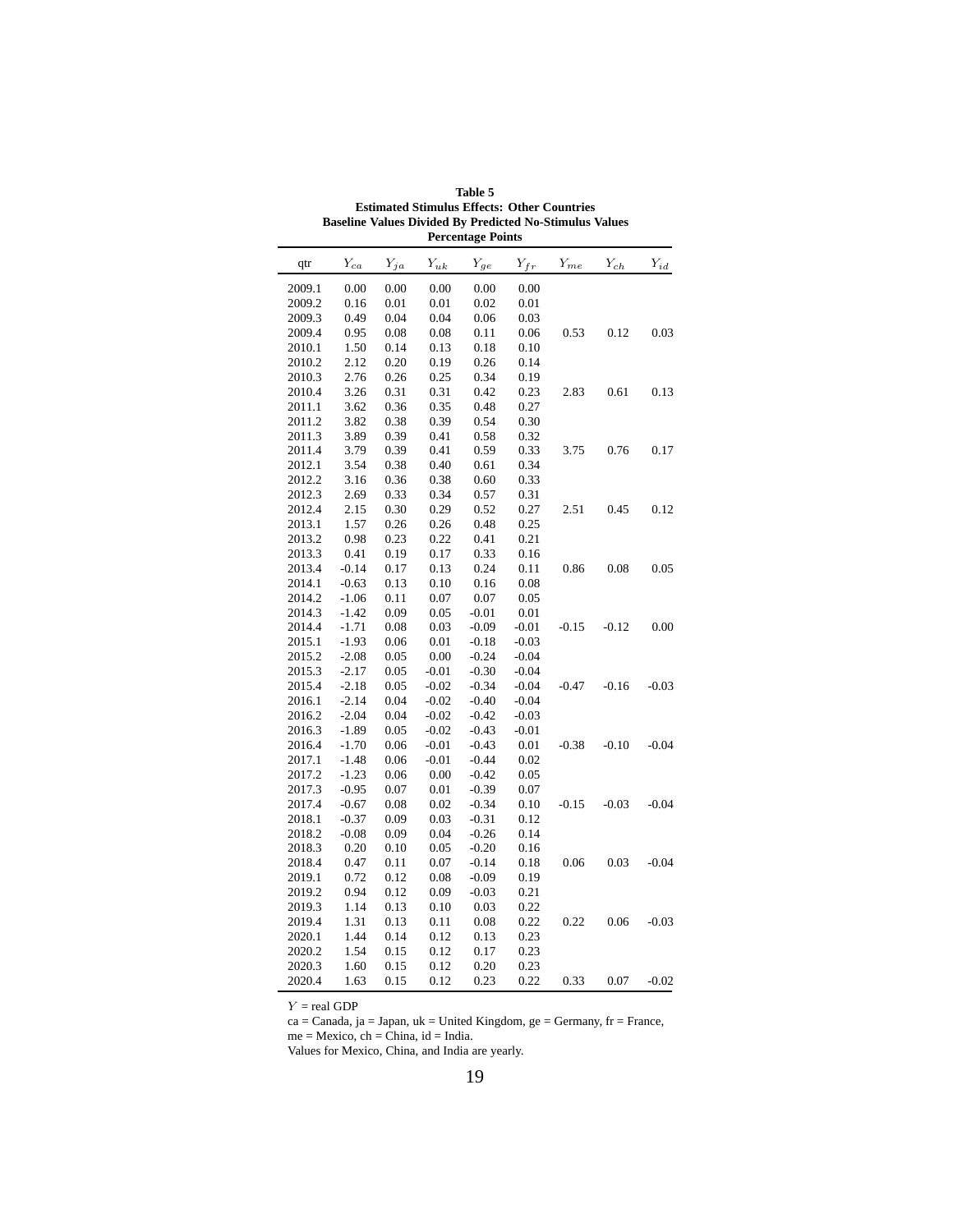**Table 5**
**Estimated Stimulus Effects: Other Countries**
**Baseline Values Divided By Predicted No-Stimulus Values**
**Percentage Points**

| qtr | $Y_{ca}$ | $Y_{ja}$ | $Y_{uk}$ | $Y_{ge}$ | $Y_{fr}$ | $Y_{me}$ | $Y_{ch}$ | $Y_{id}$ |
|---|---|---|---|---|---|---|---|---|
| 2009.1 | 0.00 | 0.00 | 0.00 | 0.00 | 0.00 | | | |
| 2009.2 | 0.16 | 0.01 | 0.01 | 0.02 | 0.01 | | | |
| 2009.3 | 0.49 | 0.04 | 0.04 | 0.06 | 0.03 | | | |
| 2009.4 | 0.95 | 0.08 | 0.08 | 0.11 | 0.06 | 0.53 | 0.12 | 0.03 |
| 2010.1 | 1.50 | 0.14 | 0.13 | 0.18 | 0.10 | | | |
| 2010.2 | 2.12 | 0.20 | 0.19 | 0.26 | 0.14 | | | |
| 2010.3 | 2.76 | 0.26 | 0.25 | 0.34 | 0.19 | | | |
| 2010.4 | 3.26 | 0.31 | 0.31 | 0.42 | 0.23 | 2.83 | 0.61 | 0.13 |
| 2011.1 | 3.62 | 0.36 | 0.35 | 0.48 | 0.27 | | | |
| 2011.2 | 3.82 | 0.38 | 0.39 | 0.54 | 0.30 | | | |
| 2011.3 | 3.89 | 0.39 | 0.41 | 0.58 | 0.32 | | | |
| 2011.4 | 3.79 | 0.39 | 0.41 | 0.59 | 0.33 | 3.75 | 0.76 | 0.17 |
| 2012.1 | 3.54 | 0.38 | 0.40 | 0.61 | 0.34 | | | |
| 2012.2 | 3.16 | 0.36 | 0.38 | 0.60 | 0.33 | | | |
| 2012.3 | 2.69 | 0.33 | 0.34 | 0.57 | 0.31 | | | |
| 2012.4 | 2.15 | 0.30 | 0.29 | 0.52 | 0.27 | 2.51 | 0.45 | 0.12 |
| 2013.1 | 1.57 | 0.26 | 0.26 | 0.48 | 0.25 | | | |
| 2013.2 | 0.98 | 0.23 | 0.22 | 0.41 | 0.21 | | | |
| 2013.3 | 0.41 | 0.19 | 0.17 | 0.33 | 0.16 | | | |
| 2013.4 | -0.14 | 0.17 | 0.13 | 0.24 | 0.11 | 0.86 | 0.08 | 0.05 |
| 2014.1 | -0.63 | 0.13 | 0.10 | 0.16 | 0.08 | | | |
| 2014.2 | -1.06 | 0.11 | 0.07 | 0.07 | 0.05 | | | |
| 2014.3 | -1.42 | 0.09 | 0.05 | -0.01 | 0.01 | | | |
| 2014.4 | -1.71 | 0.08 | 0.03 | -0.09 | -0.01 | -0.15 | -0.12 | 0.00 |
| 2015.1 | -1.93 | 0.06 | 0.01 | -0.18 | -0.03 | | | |
| 2015.2 | -2.08 | 0.05 | 0.00 | -0.24 | -0.04 | | | |
| 2015.3 | -2.17 | 0.05 | -0.01 | -0.30 | -0.04 | | | |
| 2015.4 | -2.18 | 0.05 | -0.02 | -0.34 | -0.04 | -0.47 | -0.16 | -0.03 |
| 2016.1 | -2.14 | 0.04 | -0.02 | -0.40 | -0.04 | | | |
| 2016.2 | -2.04 | 0.04 | -0.02 | -0.42 | -0.03 | | | |
| 2016.3 | -1.89 | 0.05 | -0.02 | -0.43 | -0.01 | | | |
| 2016.4 | -1.70 | 0.06 | -0.01 | -0.43 | 0.01 | -0.38 | -0.10 | -0.04 |
| 2017.1 | -1.48 | 0.06 | -0.01 | -0.44 | 0.02 | | | |
| 2017.2 | -1.23 | 0.06 | 0.00 | -0.42 | 0.05 | | | |
| 2017.3 | -0.95 | 0.07 | 0.01 | -0.39 | 0.07 | | | |
| 2017.4 | -0.67 | 0.08 | 0.02 | -0.34 | 0.10 | -0.15 | -0.03 | -0.04 |
| 2018.1 | -0.37 | 0.09 | 0.03 | -0.31 | 0.12 | | | |
| 2018.2 | -0.08 | 0.09 | 0.04 | -0.26 | 0.14 | | | |
| 2018.3 | 0.20 | 0.10 | 0.05 | -0.20 | 0.16 | | | |
| 2018.4 | 0.47 | 0.11 | 0.07 | -0.14 | 0.18 | 0.06 | 0.03 | -0.04 |
| 2019.1 | 0.72 | 0.12 | 0.08 | -0.09 | 0.19 | | | |
| 2019.2 | 0.94 | 0.12 | 0.09 | -0.03 | 0.21 | | | |
| 2019.3 | 1.14 | 0.13 | 0.10 | 0.03 | 0.22 | | | |
| 2019.4 | 1.31 | 0.13 | 0.11 | 0.08 | 0.22 | 0.22 | 0.06 | -0.03 |
| 2020.1 | 1.44 | 0.14 | 0.12 | 0.13 | 0.23 | | | |
| 2020.2 | 1.54 | 0.15 | 0.12 | 0.17 | 0.23 | | | |
| 2020.3 | 1.60 | 0.15 | 0.12 | 0.20 | 0.23 | | | |
| 2020.4 | 1.63 | 0.15 | 0.12 | 0.23 | 0.22 | 0.33 | 0.07 | -0.02 |

$Y$ = real GDP
ca = Canada, ja = Japan, uk = United Kingdom, ge = Germany, fr = France, me = Mexico, ch = China, id = India.
Values for Mexico, China, and India are yearly.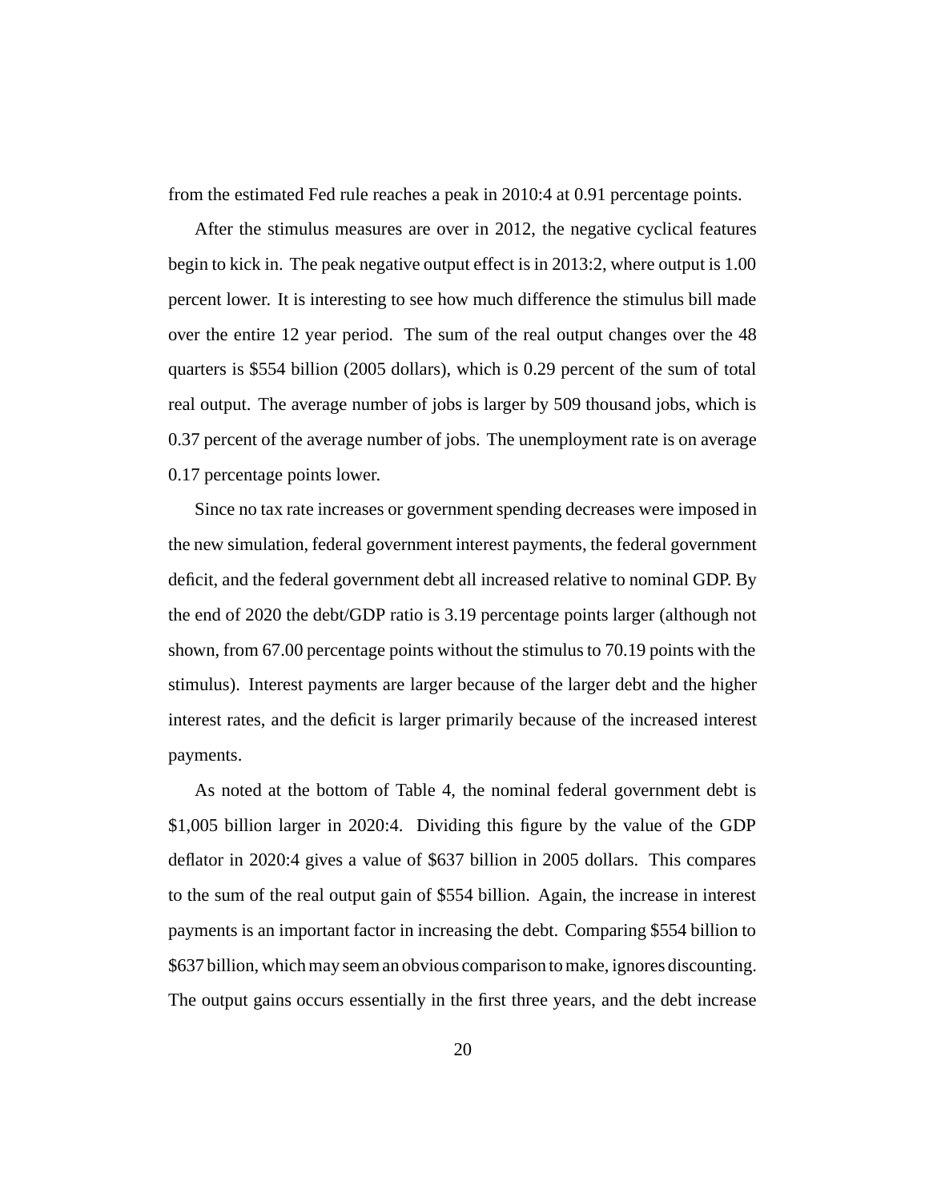from the estimated Fed rule reaches a peak in 2010:4 at 0.91 percentage points.

After the stimulus measures are over in 2012, the negative cyclical features begin to kick in. The peak negative output effect is in 2013:2, where output is 1.00 percent lower. It is interesting to see how much difference the stimulus bill made over the entire 12 year period. The sum of the real output changes over the 48 quarters is $554 billion (2005 dollars), which is 0.29 percent of the sum of total real output. The average number of jobs is larger by 509 thousand jobs, which is 0.37 percent of the average number of jobs. The unemployment rate is on average 0.17 percentage points lower.

Since no tax rate increases or government spending decreases were imposed in the new simulation, federal government interest payments, the federal government deficit, and the federal government debt all increased relative to nominal GDP. By the end of 2020 the debt/GDP ratio is 3.19 percentage points larger (although not shown, from 67.00 percentage points without the stimulus to 70.19 points with the stimulus). Interest payments are larger because of the larger debt and the higher interest rates, and the deficit is larger primarily because of the increased interest payments.

As noted at the bottom of Table 4, the nominal federal government debt is $1,005 billion larger in 2020:4. Dividing this figure by the value of the GDP deflator in 2020:4 gives a value of $637 billion in 2005 dollars. This compares to the sum of the real output gain of $554 billion. Again, the increase in interest payments is an important factor in increasing the debt. Comparing $554 billion to $637 billion, which may seem an obvious comparison to make, ignores discounting. The output gains occurs essentially in the first three years, and the debt increase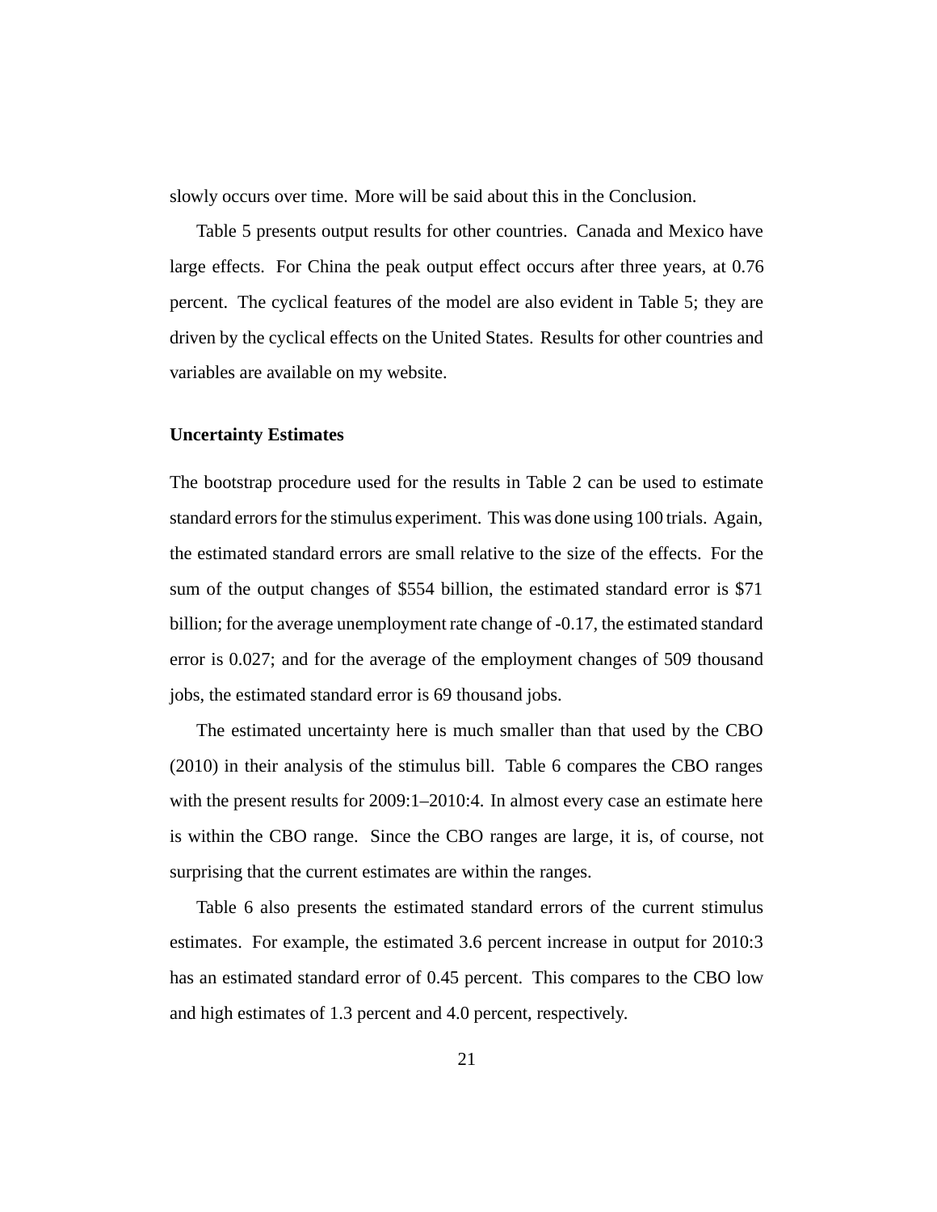slowly occurs over time. More will be said about this in the Conclusion.

Table 5 presents output results for other countries. Canada and Mexico have large effects. For China the peak output effect occurs after three years, at 0.76 percent. The cyclical features of the model are also evident in Table 5; they are driven by the cyclical effects on the United States. Results for other countries and variables are available on my website.

### Uncertainty Estimates

The bootstrap procedure used for the results in Table 2 can be used to estimate standard errors for the stimulus experiment. This was done using 100 trials. Again, the estimated standard errors are small relative to the size of the effects. For the sum of the output changes of $554 billion, the estimated standard error is $71 billion; for the average unemployment rate change of -0.17, the estimated standard error is 0.027; and for the average of the employment changes of 509 thousand jobs, the estimated standard error is 69 thousand jobs.

The estimated uncertainty here is much smaller than that used by the CBO (2010) in their analysis of the stimulus bill. Table 6 compares the CBO ranges with the present results for 2009:1–2010:4. In almost every case an estimate here is within the CBO range. Since the CBO ranges are large, it is, of course, not surprising that the current estimates are within the ranges.

Table 6 also presents the estimated standard errors of the current stimulus estimates. For example, the estimated 3.6 percent increase in output for 2010:3 has an estimated standard error of 0.45 percent. This compares to the CBO low and high estimates of 1.3 percent and 4.0 percent, respectively.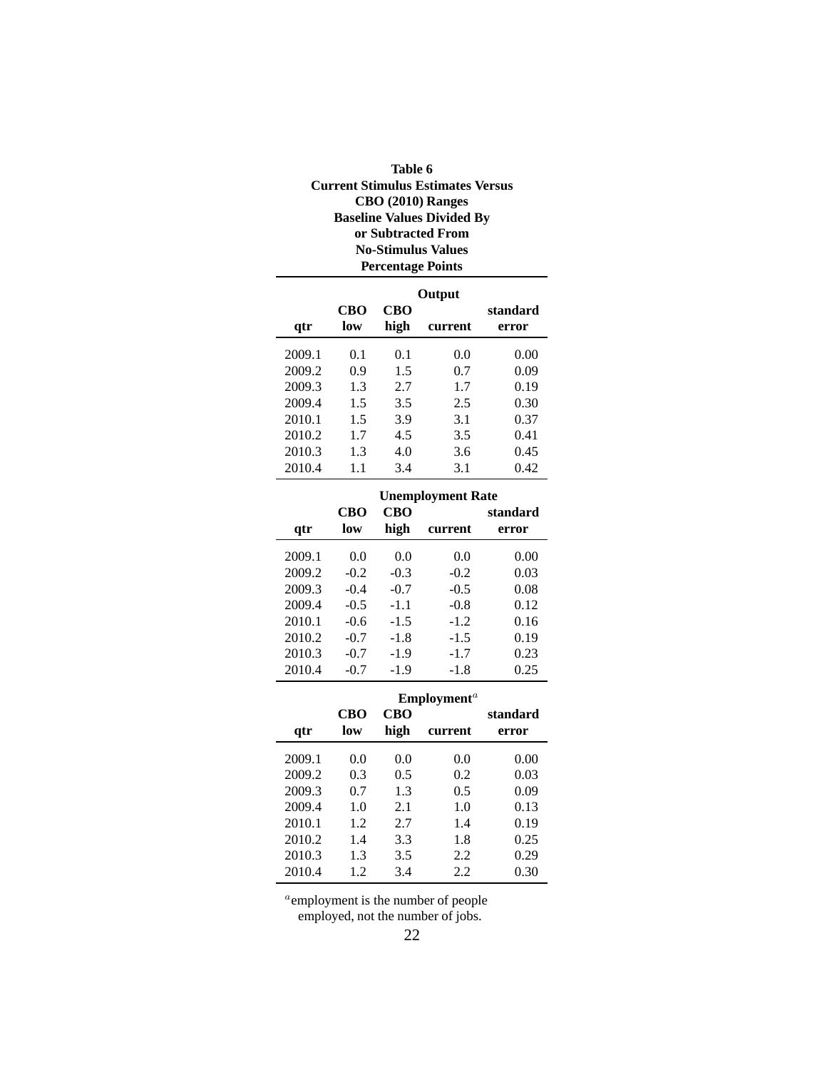**Table 6**
**Current Stimulus Estimates Versus CBO (2010) Ranges**
**Baseline Values Divided By or Subtracted From No-Stimulus Values**
**Percentage Points**

| | Output | | | |
|---|---|---|---|---|
| **qtr** | **CBO low** | **CBO high** | **current** | **standard error** |
| 2009.1 | 0.1 | 0.1 | 0.0 | 0.00 |
| 2009.2 | 0.9 | 1.5 | 0.7 | 0.09 |
| 2009.3 | 1.3 | 2.7 | 1.7 | 0.19 |
| 2009.4 | 1.5 | 3.5 | 2.5 | 0.30 |
| 2010.1 | 1.5 | 3.9 | 3.1 | 0.37 |
| 2010.2 | 1.7 | 4.5 | 3.5 | 0.41 |
| 2010.3 | 1.3 | 4.0 | 3.6 | 0.45 |
| 2010.4 | 1.1 | 3.4 | 3.1 | 0.42 |

| | Unemployment Rate | | | |
|---|---|---|---|---|
| **qtr** | **CBO low** | **CBO high** | **current** | **standard error** |
| 2009.1 | 0.0 | 0.0 | 0.0 | 0.00 |
| 2009.2 | -0.2 | -0.3 | -0.2 | 0.03 |
| 2009.3 | -0.4 | -0.7 | -0.5 | 0.08 |
| 2009.4 | -0.5 | -1.1 | -0.8 | 0.12 |
| 2010.1 | -0.6 | -1.5 | -1.2 | 0.16 |
| 2010.2 | -0.7 | -1.8 | -1.5 | 0.19 |
| 2010.3 | -0.7 | -1.9 | -1.7 | 0.23 |
| 2010.4 | -0.7 | -1.9 | -1.8 | 0.25 |

| | Employment[a] | | | |
|---|---|---|---|---|
| **qtr** | **CBO low** | **CBO high** | **current** | **standard error** |
| 2009.1 | 0.0 | 0.0 | 0.0 | 0.00 |
| 2009.2 | 0.3 | 0.5 | 0.2 | 0.03 |
| 2009.3 | 0.7 | 1.3 | 0.5 | 0.09 |
| 2009.4 | 1.0 | 2.1 | 1.0 | 0.13 |
| 2010.1 | 1.2 | 2.7 | 1.4 | 0.19 |
| 2010.2 | 1.4 | 3.3 | 1.8 | 0.25 |
| 2010.3 | 1.3 | 3.5 | 2.2 | 0.29 |
| 2010.4 | 1.2 | 3.4 | 2.2 | 0.30 |

[a]employment is the number of people employed, not the number of jobs.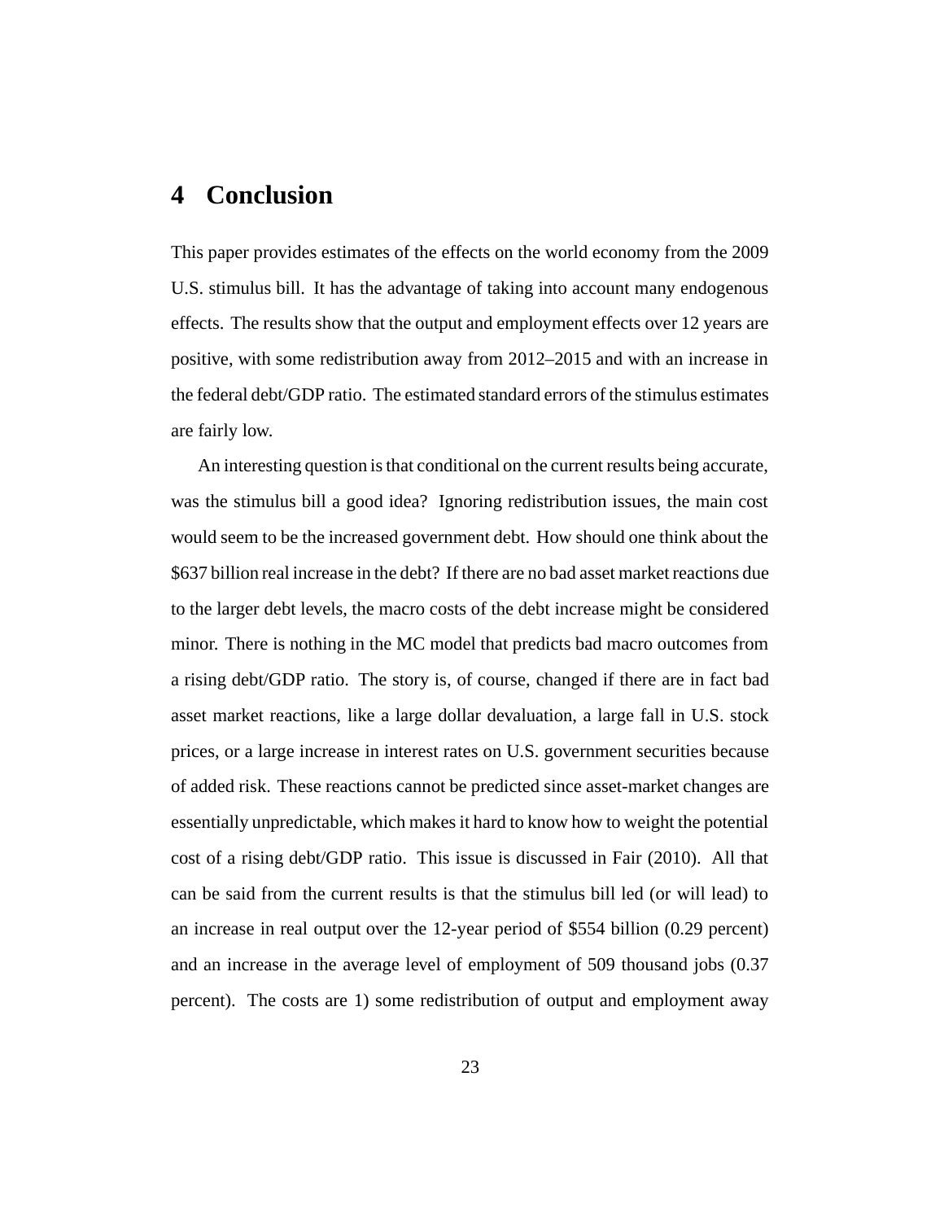# 4 Conclusion

This paper provides estimates of the effects on the world economy from the 2009 U.S. stimulus bill. It has the advantage of taking into account many endogenous effects. The results show that the output and employment effects over 12 years are positive, with some redistribution away from 2012–2015 and with an increase in the federal debt/GDP ratio. The estimated standard errors of the stimulus estimates are fairly low.

An interesting question is that conditional on the current results being accurate, was the stimulus bill a good idea? Ignoring redistribution issues, the main cost would seem to be the increased government debt. How should one think about the $637 billion real increase in the debt? If there are no bad asset market reactions due to the larger debt levels, the macro costs of the debt increase might be considered minor. There is nothing in the MC model that predicts bad macro outcomes from a rising debt/GDP ratio. The story is, of course, changed if there are in fact bad asset market reactions, like a large dollar devaluation, a large fall in U.S. stock prices, or a large increase in interest rates on U.S. government securities because of added risk. These reactions cannot be predicted since asset-market changes are essentially unpredictable, which makes it hard to know how to weight the potential cost of a rising debt/GDP ratio. This issue is discussed in Fair (2010). All that can be said from the current results is that the stimulus bill led (or will lead) to an increase in real output over the 12-year period of $554 billion (0.29 percent) and an increase in the average level of employment of 509 thousand jobs (0.37 percent). The costs are 1) some redistribution of output and employment away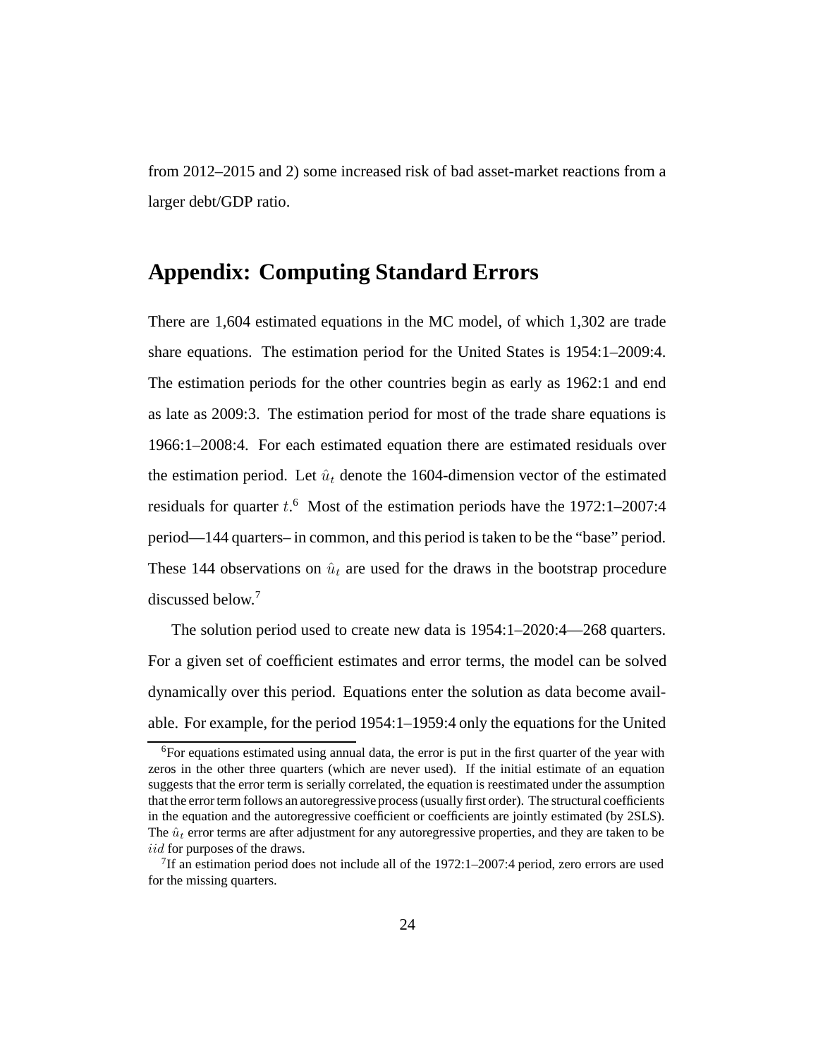from 2012–2015 and 2) some increased risk of bad asset-market reactions from a larger debt/GDP ratio.

## Appendix: Computing Standard Errors

There are 1,604 estimated equations in the MC model, of which 1,302 are trade share equations. The estimation period for the United States is 1954:1–2009:4. The estimation periods for the other countries begin as early as 1962:1 and end as late as 2009:3. The estimation period for most of the trade share equations is 1966:1–2008:4. For each estimated equation there are estimated residuals over the estimation period. Let $\hat{u}_t$ denote the 1604-dimension vector of the estimated residuals for quarter $t$.[6] Most of the estimation periods have the 1972:1–2007:4 period—144 quarters– in common, and this period is taken to be the "base" period. These 144 observations on $\hat{u}_t$ are used for the draws in the bootstrap procedure discussed below.[7]

The solution period used to create new data is 1954:1–2020:4—268 quarters. For a given set of coefficient estimates and error terms, the model can be solved dynamically over this period. Equations enter the solution as data become available. For example, for the period 1954:1–1959:4 only the equations for the United

---

[6] For equations estimated using annual data, the error is put in the first quarter of the year with zeros in the other three quarters (which are never used). If the initial estimate of an equation suggests that the error term is serially correlated, the equation is reestimated under the assumption that the error term follows an autoregressive process (usually first order). The structural coefficients in the equation and the autoregressive coefficient or coefficients are jointly estimated (by 2SLS). The $\hat{u}_t$ error terms are after adjustment for any autoregressive properties, and they are taken to be $iid$ for purposes of the draws.

[7] If an estimation period does not include all of the 1972:1–2007:4 period, zero errors are used for the missing quarters.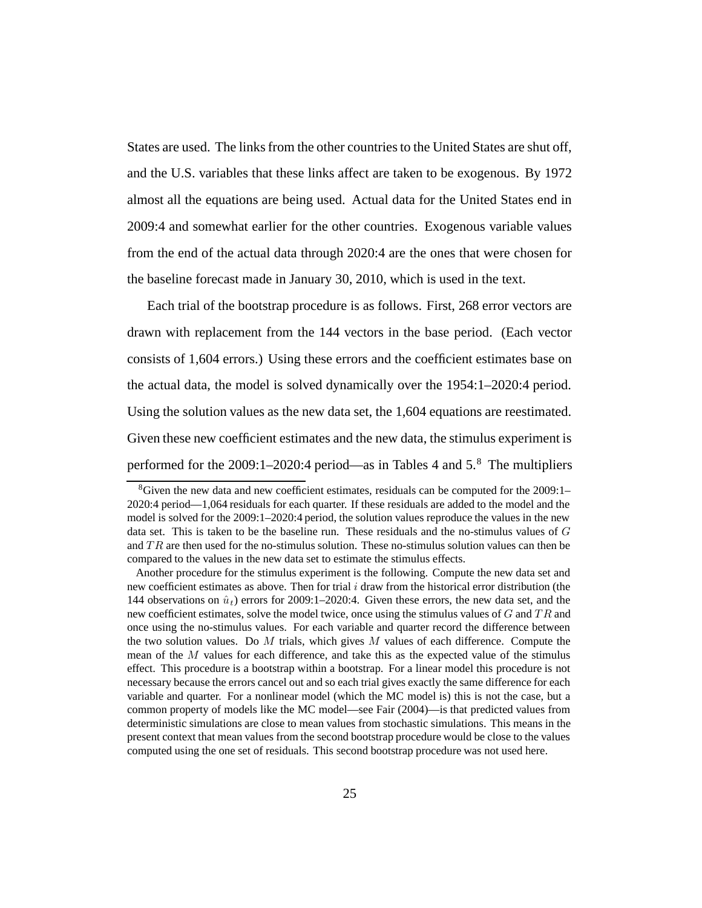States are used. The links from the other countries to the United States are shut off, and the U.S. variables that these links affect are taken to be exogenous. By 1972 almost all the equations are being used. Actual data for the United States end in 2009:4 and somewhat earlier for the other countries. Exogenous variable values from the end of the actual data through 2020:4 are the ones that were chosen for the baseline forecast made in January 30, 2010, which is used in the text.

Each trial of the bootstrap procedure is as follows. First, 268 error vectors are drawn with replacement from the 144 vectors in the base period. (Each vector consists of 1,604 errors.) Using these errors and the coefficient estimates base on the actual data, the model is solved dynamically over the 1954:1–2020:4 period. Using the solution values as the new data set, the 1,604 equations are reestimated. Given these new coefficient estimates and the new data, the stimulus experiment is performed for the 2009:1–2020:4 period—as in Tables 4 and 5.[8] The multipliers

[8]Given the new data and new coefficient estimates, residuals can be computed for the 2009:1–2020:4 period—1,064 residuals for each quarter. If these residuals are added to the model and the model is solved for the 2009:1–2020:4 period, the solution values reproduce the values in the new data set. This is taken to be the baseline run. These residuals and the no-stimulus values of $G$ and $TR$ are then used for the no-stimulus solution. These no-stimulus solution values can then be compared to the values in the new data set to estimate the stimulus effects.

Another procedure for the stimulus experiment is the following. Compute the new data set and new coefficient estimates as above. Then for trial $i$ draw from the historical error distribution (the 144 observations on $\hat{u}_t$) errors for 2009:1–2020:4. Given these errors, the new data set, and the new coefficient estimates, solve the model twice, once using the stimulus values of $G$ and $TR$ and once using the no-stimulus values. For each variable and quarter record the difference between the two solution values. Do $M$ trials, which gives $M$ values of each difference. Compute the mean of the $M$ values for each difference, and take this as the expected value of the stimulus effect. This procedure is a bootstrap within a bootstrap. For a linear model this procedure is not necessary because the errors cancel out and so each trial gives exactly the same difference for each variable and quarter. For a nonlinear model (which the MC model is) this is not the case, but a common property of models like the MC model—see Fair (2004)—is that predicted values from deterministic simulations are close to mean values from stochastic simulations. This means in the present context that mean values from the second bootstrap procedure would be close to the values computed using the one set of residuals. This second bootstrap procedure was not used here.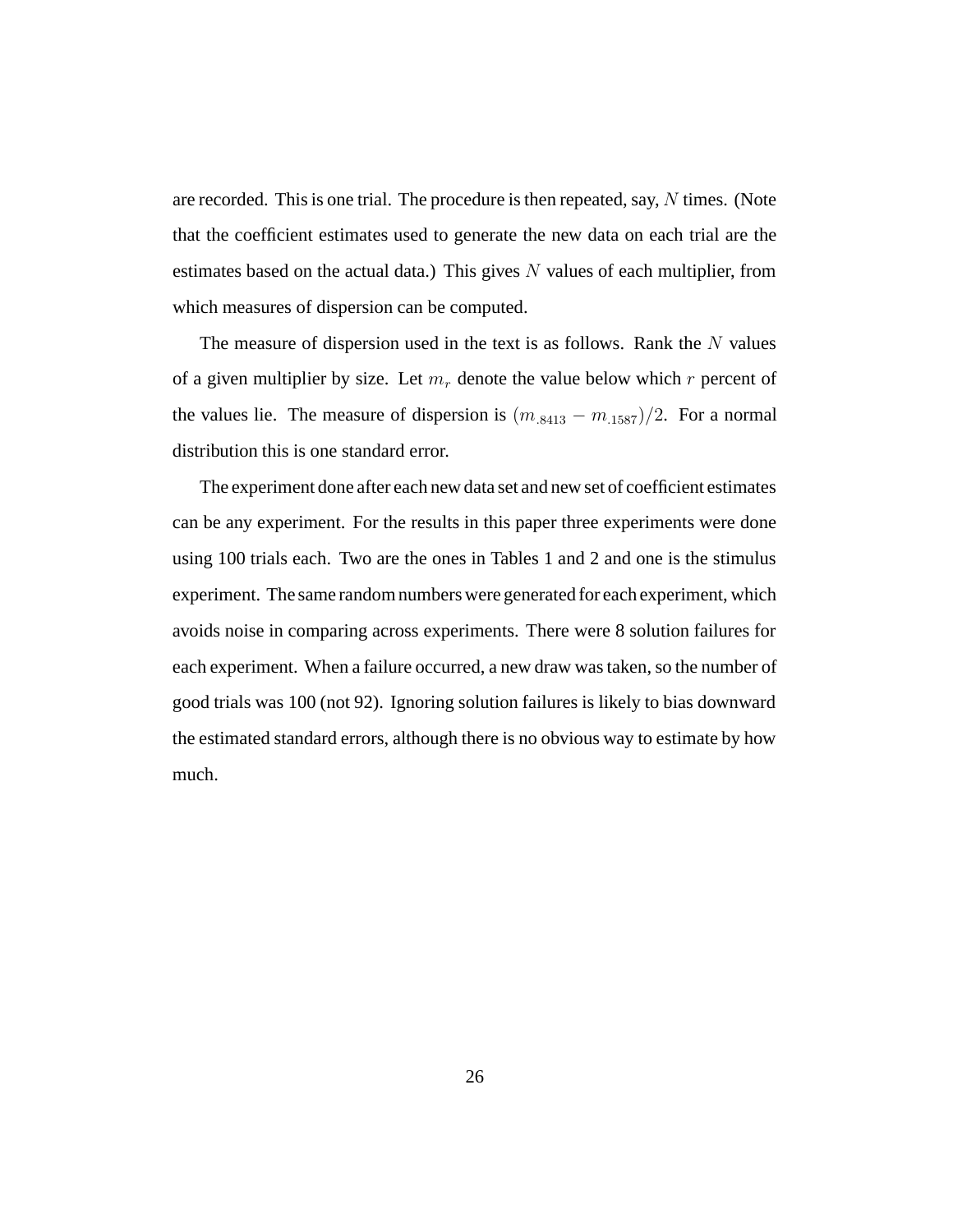are recorded. This is one trial. The procedure is then repeated, say, $N$ times. (Note that the coefficient estimates used to generate the new data on each trial are the estimates based on the actual data.) This gives $N$ values of each multiplier, from which measures of dispersion can be computed.

The measure of dispersion used in the text is as follows. Rank the $N$ values of a given multiplier by size. Let $m_r$ denote the value below which $r$ percent of the values lie. The measure of dispersion is $(m_{.8413} - m_{.1587})/2$. For a normal distribution this is one standard error.

The experiment done after each new data set and new set of coefficient estimates can be any experiment. For the results in this paper three experiments were done using 100 trials each. Two are the ones in Tables 1 and 2 and one is the stimulus experiment. The same random numbers were generated for each experiment, which avoids noise in comparing across experiments. There were 8 solution failures for each experiment. When a failure occurred, a new draw was taken, so the number of good trials was 100 (not 92). Ignoring solution failures is likely to bias downward the estimated standard errors, although there is no obvious way to estimate by how much.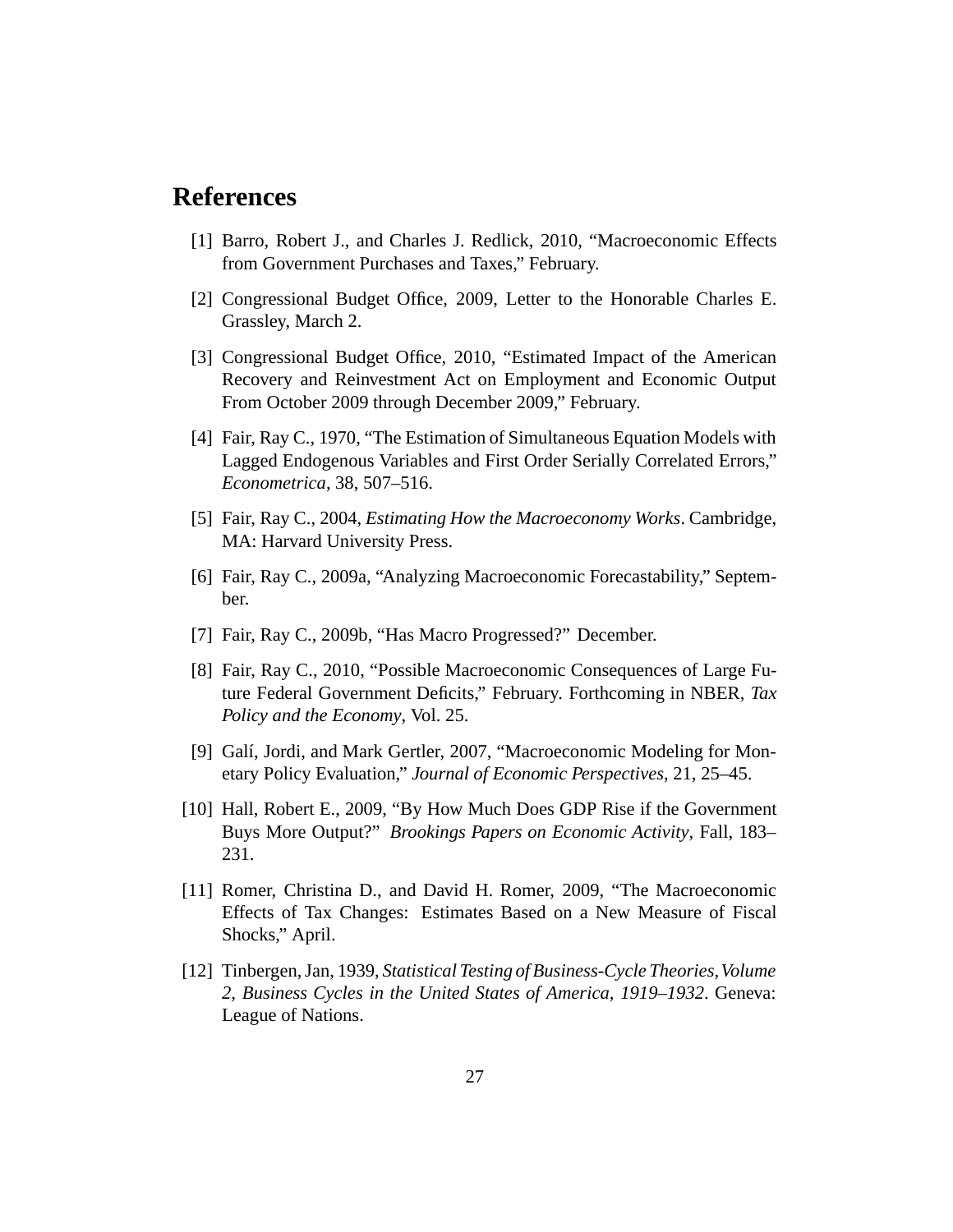# References

[1] Barro, Robert J., and Charles J. Redlick, 2010, "Macroeconomic Effects from Government Purchases and Taxes," February.

[2] Congressional Budget Office, 2009, Letter to the Honorable Charles E. Grassley, March 2.

[3] Congressional Budget Office, 2010, "Estimated Impact of the American Recovery and Reinvestment Act on Employment and Economic Output From October 2009 through December 2009," February.

[4] Fair, Ray C., 1970, "The Estimation of Simultaneous Equation Models with Lagged Endogenous Variables and First Order Serially Correlated Errors," *Econometrica*, 38, 507–516.

[5] Fair, Ray C., 2004, *Estimating How the Macroeconomy Works*. Cambridge, MA: Harvard University Press.

[6] Fair, Ray C., 2009a, "Analyzing Macroeconomic Forecastability," September.

[7] Fair, Ray C., 2009b, "Has Macro Progressed?" December.

[8] Fair, Ray C., 2010, "Possible Macroeconomic Consequences of Large Future Federal Government Deficits," February. Forthcoming in NBER, *Tax Policy and the Economy*, Vol. 25.

[9] Galí, Jordi, and Mark Gertler, 2007, "Macroeconomic Modeling for Monetary Policy Evaluation," *Journal of Economic Perspectives*, 21, 25–45.

[10] Hall, Robert E., 2009, "By How Much Does GDP Rise if the Government Buys More Output?" *Brookings Papers on Economic Activity*, Fall, 183–231.

[11] Romer, Christina D., and David H. Romer, 2009, "The Macroeconomic Effects of Tax Changes: Estimates Based on a New Measure of Fiscal Shocks," April.

[12] Tinbergen, Jan, 1939, *Statistical Testing of Business-Cycle Theories, Volume 2, Business Cycles in the United States of America, 1919–1932*. Geneva: League of Nations.